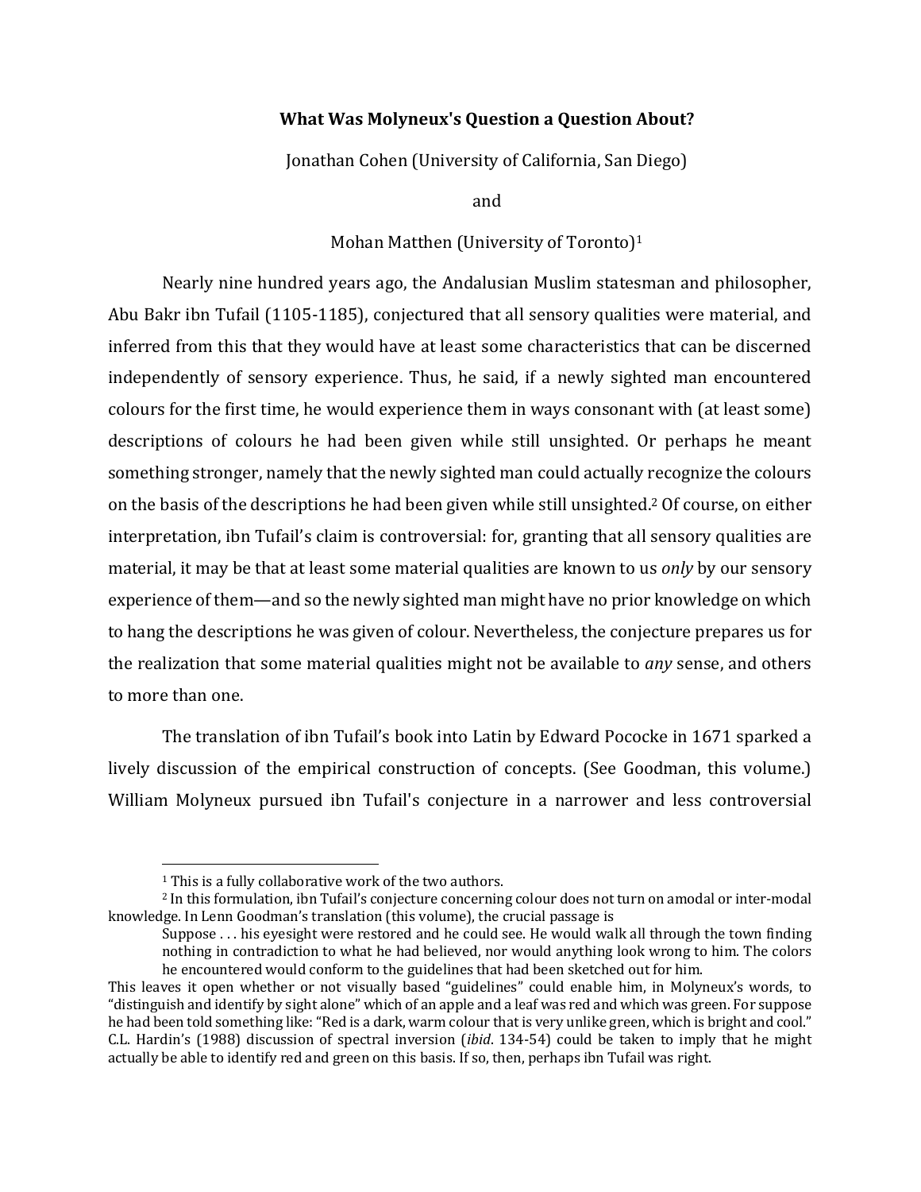# What Was Molyneux's Question a Question About?

Jonathan Cohen (University of California, San Diego)

and

Mohan Matthen (University of Toronto)[1]

Nearly nine hundred years ago, the Andalusian Muslim statesman and philosopher, Abu Bakr ibn Tufail (1105-1185), conjectured that all sensory qualities were material, and inferred from this that they would have at least some characteristics that can be discerned independently of sensory experience. Thus, he said, if a newly sighted man encountered colours for the first time, he would experience them in ways consonant with (at least some) descriptions of colours he had been given while still unsighted. Or perhaps he meant something stronger, namely that the newly sighted man could actually recognize the colours on the basis of the descriptions he had been given while still unsighted.[2] Of course, on either interpretation, ibn Tufail's claim is controversial: for, granting that all sensory qualities are material, it may be that at least some material qualities are known to us *only* by our sensory experience of them—and so the newly sighted man might have no prior knowledge on which to hang the descriptions he was given of colour. Nevertheless, the conjecture prepares us for the realization that some material qualities might not be available to *any* sense, and others to more than one.

The translation of ibn Tufail's book into Latin by Edward Pococke in 1671 sparked a lively discussion of the empirical construction of concepts. (See Goodman, this volume.) William Molyneux pursued ibn Tufail's conjecture in a narrower and less controversial

---

[1] This is a fully collaborative work of the two authors.

[2] In this formulation, ibn Tufail's conjecture concerning colour does not turn on amodal or inter-modal knowledge. In Lenn Goodman's translation (this volume), the crucial passage is

> Suppose . . . his eyesight were restored and he could see. He would walk all through the town finding nothing in contradiction to what he had believed, nor would anything look wrong to him. The colors he encountered would conform to the guidelines that had been sketched out for him.

This leaves it open whether or not visually based "guidelines" could enable him, in Molyneux's words, to "distinguish and identify by sight alone" which of an apple and a leaf was red and which was green. For suppose he had been told something like: "Red is a dark, warm colour that is very unlike green, which is bright and cool." C.L. Hardin's (1988) discussion of spectral inversion (*ibid*. 134-54) could be taken to imply that he might actually be able to identify red and green on this basis. If so, then, perhaps ibn Tufail was right.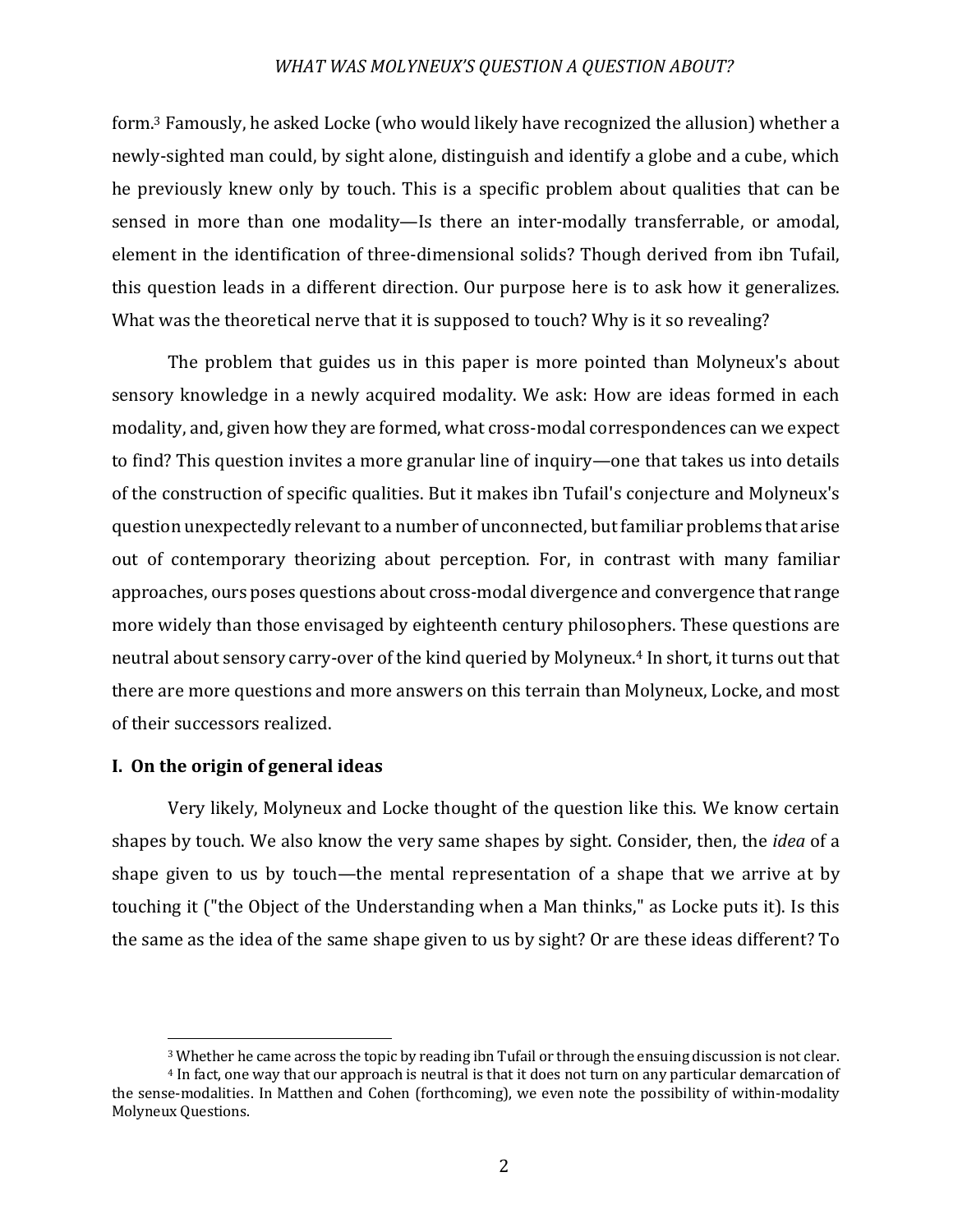form.[3] Famously, he asked Locke (who would likely have recognized the allusion) whether a newly-sighted man could, by sight alone, distinguish and identify a globe and a cube, which he previously knew only by touch. This is a specific problem about qualities that can be sensed in more than one modality—Is there an inter-modally transferrable, or amodal, element in the identification of three-dimensional solids? Though derived from ibn Tufail, this question leads in a different direction. Our purpose here is to ask how it generalizes. What was the theoretical nerve that it is supposed to touch? Why is it so revealing?

The problem that guides us in this paper is more pointed than Molyneux's about sensory knowledge in a newly acquired modality. We ask: How are ideas formed in each modality, and, given how they are formed, what cross-modal correspondences can we expect to find? This question invites a more granular line of inquiry—one that takes us into details of the construction of specific qualities. But it makes ibn Tufail's conjecture and Molyneux's question unexpectedly relevant to a number of unconnected, but familiar problems that arise out of contemporary theorizing about perception. For, in contrast with many familiar approaches, ours poses questions about cross-modal divergence and convergence that range more widely than those envisaged by eighteenth century philosophers. These questions are neutral about sensory carry-over of the kind queried by Molyneux.[4] In short, it turns out that there are more questions and more answers on this terrain than Molyneux, Locke, and most of their successors realized.

## I. On the origin of general ideas

Very likely, Molyneux and Locke thought of the question like this. We know certain shapes by touch. We also know the very same shapes by sight. Consider, then, the *idea* of a shape given to us by touch—the mental representation of a shape that we arrive at by touching it ("the Object of the Understanding when a Man thinks," as Locke puts it). Is this the same as the idea of the same shape given to us by sight? Or are these ideas different? To

---

[3] Whether he came across the topic by reading ibn Tufail or through the ensuing discussion is not clear.

[4] In fact, one way that our approach is neutral is that it does not turn on any particular demarcation of the sense-modalities. In Matthen and Cohen (forthcoming), we even note the possibility of within-modality Molyneux Questions.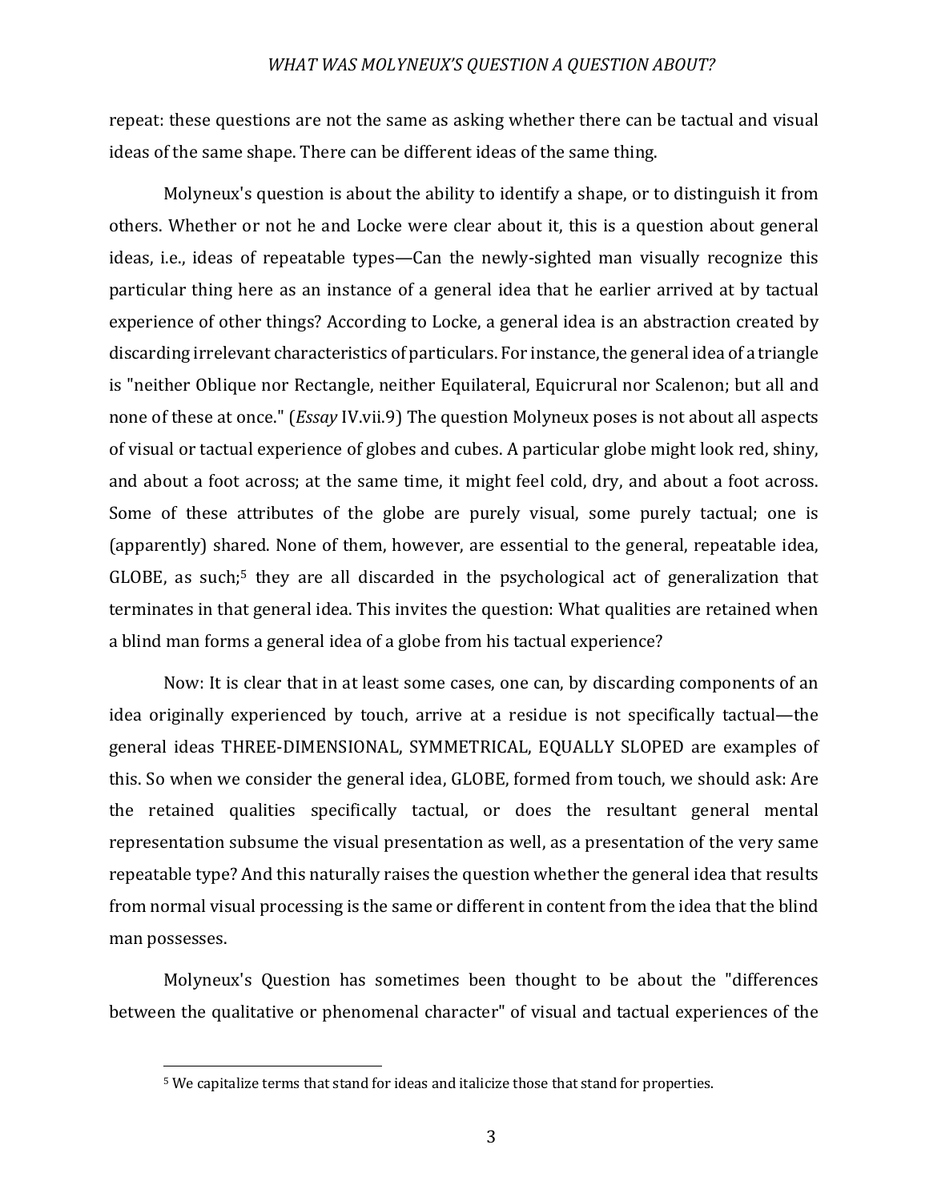repeat: these questions are not the same as asking whether there can be tactual and visual ideas of the same shape. There can be different ideas of the same thing.

Molyneux's question is about the ability to identify a shape, or to distinguish it from others. Whether or not he and Locke were clear about it, this is a question about general ideas, i.e., ideas of repeatable types—Can the newly-sighted man visually recognize this particular thing here as an instance of a general idea that he earlier arrived at by tactual experience of other things? According to Locke, a general idea is an abstraction created by discarding irrelevant characteristics of particulars. For instance, the general idea of a triangle is "neither Oblique nor Rectangle, neither Equilateral, Equicrural nor Scalenon; but all and none of these at once." (*Essay* IV.vii.9) The question Molyneux poses is not about all aspects of visual or tactual experience of globes and cubes. A particular globe might look red, shiny, and about a foot across; at the same time, it might feel cold, dry, and about a foot across. Some of these attributes of the globe are purely visual, some purely tactual; one is (apparently) shared. None of them, however, are essential to the general, repeatable idea, GLOBE, as such;[5] they are all discarded in the psychological act of generalization that terminates in that general idea. This invites the question: What qualities are retained when a blind man forms a general idea of a globe from his tactual experience?

Now: It is clear that in at least some cases, one can, by discarding components of an idea originally experienced by touch, arrive at a residue is not specifically tactual—the general ideas THREE-DIMENSIONAL, SYMMETRICAL, EQUALLY SLOPED are examples of this. So when we consider the general idea, GLOBE, formed from touch, we should ask: Are the retained qualities specifically tactual, or does the resultant general mental representation subsume the visual presentation as well, as a presentation of the very same repeatable type? And this naturally raises the question whether the general idea that results from normal visual processing is the same or different in content from the idea that the blind man possesses.

Molyneux's Question has sometimes been thought to be about the "differences between the qualitative or phenomenal character" of visual and tactual experiences of the

[5] We capitalize terms that stand for ideas and italicize those that stand for properties.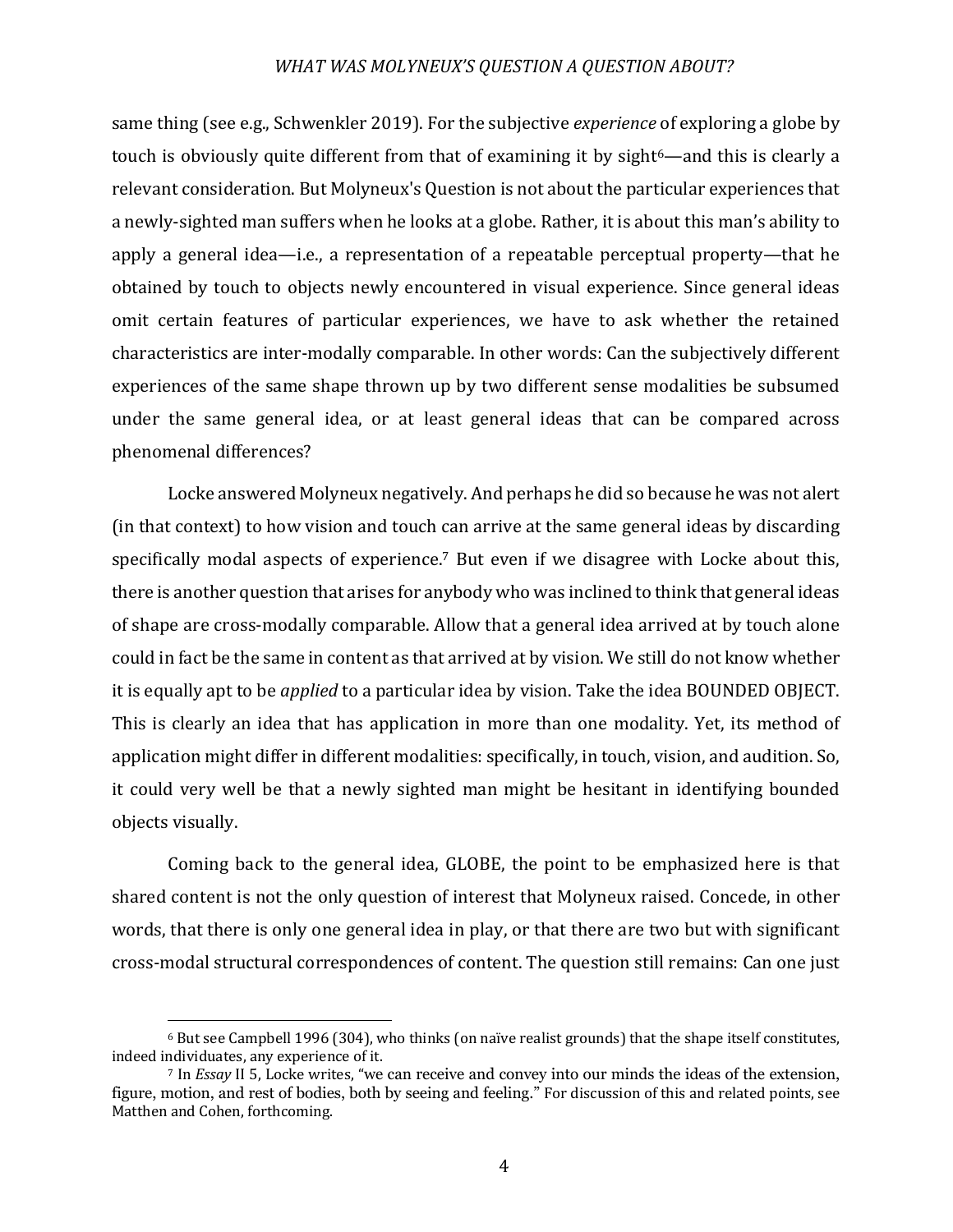same thing (see e.g., Schwenkler 2019). For the subjective *experience* of exploring a globe by touch is obviously quite different from that of examining it by sight[6]—and this is clearly a relevant consideration. But Molyneux's Question is not about the particular experiences that a newly-sighted man suffers when he looks at a globe. Rather, it is about this man's ability to apply a general idea—i.e., a representation of a repeatable perceptual property—that he obtained by touch to objects newly encountered in visual experience. Since general ideas omit certain features of particular experiences, we have to ask whether the retained characteristics are inter-modally comparable. In other words: Can the subjectively different experiences of the same shape thrown up by two different sense modalities be subsumed under the same general idea, or at least general ideas that can be compared across phenomenal differences?

Locke answered Molyneux negatively. And perhaps he did so because he was not alert (in that context) to how vision and touch can arrive at the same general ideas by discarding specifically modal aspects of experience.[7] But even if we disagree with Locke about this, there is another question that arises for anybody who was inclined to think that general ideas of shape are cross-modally comparable. Allow that a general idea arrived at by touch alone could in fact be the same in content as that arrived at by vision. We still do not know whether it is equally apt to be *applied* to a particular idea by vision. Take the idea BOUNDED OBJECT. This is clearly an idea that has application in more than one modality. Yet, its method of application might differ in different modalities: specifically, in touch, vision, and audition. So, it could very well be that a newly sighted man might be hesitant in identifying bounded objects visually.

Coming back to the general idea, GLOBE, the point to be emphasized here is that shared content is not the only question of interest that Molyneux raised. Concede, in other words, that there is only one general idea in play, or that there are two but with significant cross-modal structural correspondences of content. The question still remains: Can one just

---

[6] But see Campbell 1996 (304), who thinks (on naïve realist grounds) that the shape itself constitutes, indeed individuates, any experience of it.

[7] In *Essay* II 5, Locke writes, "we can receive and convey into our minds the ideas of the extension, figure, motion, and rest of bodies, both by seeing and feeling." For discussion of this and related points, see Matthen and Cohen, forthcoming.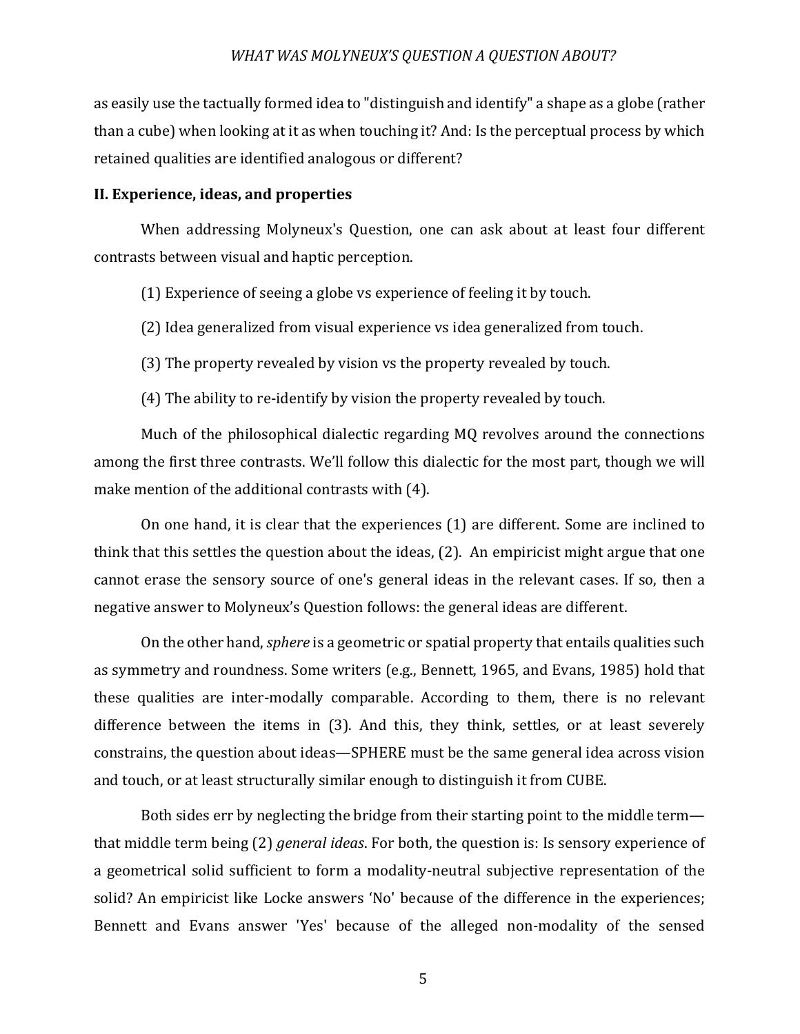as easily use the tactually formed idea to "distinguish and identify" a shape as a globe (rather than a cube) when looking at it as when touching it? And: Is the perceptual process by which retained qualities are identified analogous or different?

## II. Experience, ideas, and properties

When addressing Molyneux's Question, one can ask about at least four different contrasts between visual and haptic perception.

(1) Experience of seeing a globe vs experience of feeling it by touch.

(2) Idea generalized from visual experience vs idea generalized from touch.

(3) The property revealed by vision vs the property revealed by touch.

(4) The ability to re-identify by vision the property revealed by touch.

Much of the philosophical dialectic regarding MQ revolves around the connections among the first three contrasts. We'll follow this dialectic for the most part, though we will make mention of the additional contrasts with (4).

On one hand, it is clear that the experiences (1) are different. Some are inclined to think that this settles the question about the ideas, (2). An empiricist might argue that one cannot erase the sensory source of one's general ideas in the relevant cases. If so, then a negative answer to Molyneux's Question follows: the general ideas are different.

On the other hand, *sphere* is a geometric or spatial property that entails qualities such as symmetry and roundness. Some writers (e.g., Bennett, 1965, and Evans, 1985) hold that these qualities are inter-modally comparable. According to them, there is no relevant difference between the items in (3). And this, they think, settles, or at least severely constrains, the question about ideas—SPHERE must be the same general idea across vision and touch, or at least structurally similar enough to distinguish it from CUBE.

Both sides err by neglecting the bridge from their starting point to the middle term—that middle term being (2) *general ideas*. For both, the question is: Is sensory experience of a geometrical solid sufficient to form a modality-neutral subjective representation of the solid? An empiricist like Locke answers 'No' because of the difference in the experiences; Bennett and Evans answer 'Yes' because of the alleged non-modality of the sensed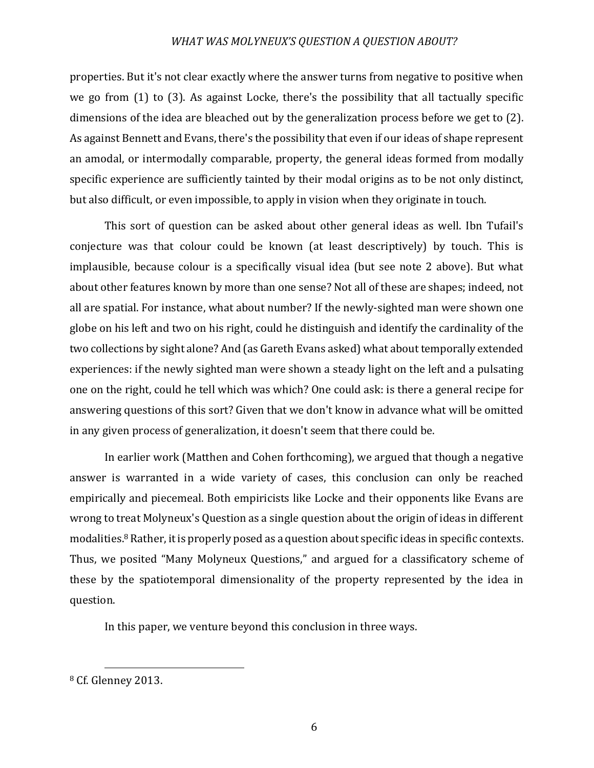properties. But it's not clear exactly where the answer turns from negative to positive when we go from (1) to (3). As against Locke, there's the possibility that all tactually specific dimensions of the idea are bleached out by the generalization process before we get to (2). As against Bennett and Evans, there's the possibility that even if our ideas of shape represent an amodal, or intermodally comparable, property, the general ideas formed from modally specific experience are sufficiently tainted by their modal origins as to be not only distinct, but also difficult, or even impossible, to apply in vision when they originate in touch.

This sort of question can be asked about other general ideas as well. Ibn Tufail's conjecture was that colour could be known (at least descriptively) by touch. This is implausible, because colour is a specifically visual idea (but see note 2 above). But what about other features known by more than one sense? Not all of these are shapes; indeed, not all are spatial. For instance, what about number? If the newly-sighted man were shown one globe on his left and two on his right, could he distinguish and identify the cardinality of the two collections by sight alone? And (as Gareth Evans asked) what about temporally extended experiences: if the newly sighted man were shown a steady light on the left and a pulsating one on the right, could he tell which was which? One could ask: is there a general recipe for answering questions of this sort? Given that we don't know in advance what will be omitted in any given process of generalization, it doesn't seem that there could be.

In earlier work (Matthen and Cohen forthcoming), we argued that though a negative answer is warranted in a wide variety of cases, this conclusion can only be reached empirically and piecemeal. Both empiricists like Locke and their opponents like Evans are wrong to treat Molyneux's Question as a single question about the origin of ideas in different modalities.[8] Rather, it is properly posed as a question about specific ideas in specific contexts. Thus, we posited "Many Molyneux Questions," and argued for a classificatory scheme of these by the spatiotemporal dimensionality of the property represented by the idea in question.

In this paper, we venture beyond this conclusion in three ways.

---

[8] Cf. Glenney 2013.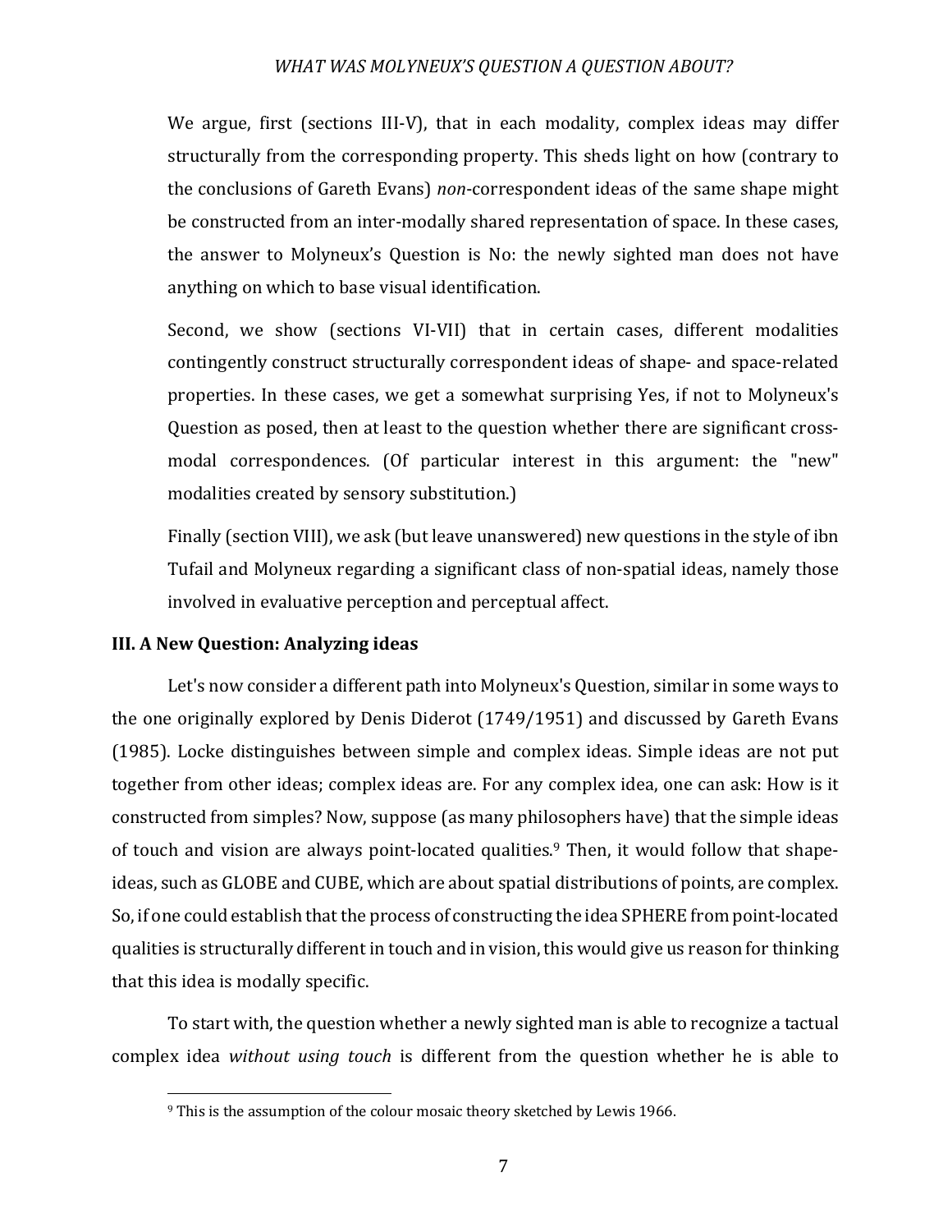We argue, first (sections III-V), that in each modality, complex ideas may differ structurally from the corresponding property. This sheds light on how (contrary to the conclusions of Gareth Evans) *non*-correspondent ideas of the same shape might be constructed from an inter-modally shared representation of space. In these cases, the answer to Molyneux's Question is No: the newly sighted man does not have anything on which to base visual identification.

Second, we show (sections VI-VII) that in certain cases, different modalities contingently construct structurally correspondent ideas of shape- and space-related properties. In these cases, we get a somewhat surprising Yes, if not to Molyneux's Question as posed, then at least to the question whether there are significant cross-modal correspondences. (Of particular interest in this argument: the "new" modalities created by sensory substitution.)

Finally (section VIII), we ask (but leave unanswered) new questions in the style of ibn Tufail and Molyneux regarding a significant class of non-spatial ideas, namely those involved in evaluative perception and perceptual affect.

### III. A New Question: Analyzing ideas

Let's now consider a different path into Molyneux's Question, similar in some ways to the one originally explored by Denis Diderot (1749/1951) and discussed by Gareth Evans (1985). Locke distinguishes between simple and complex ideas. Simple ideas are not put together from other ideas; complex ideas are. For any complex idea, one can ask: How is it constructed from simples? Now, suppose (as many philosophers have) that the simple ideas of touch and vision are always point-located qualities.[9] Then, it would follow that shape-ideas, such as GLOBE and CUBE, which are about spatial distributions of points, are complex. So, if one could establish that the process of constructing the idea SPHERE from point-located qualities is structurally different in touch and in vision, this would give us reason for thinking that this idea is modally specific.

To start with, the question whether a newly sighted man is able to recognize a tactual complex idea *without using touch* is different from the question whether he is able to

[9] This is the assumption of the colour mosaic theory sketched by Lewis 1966.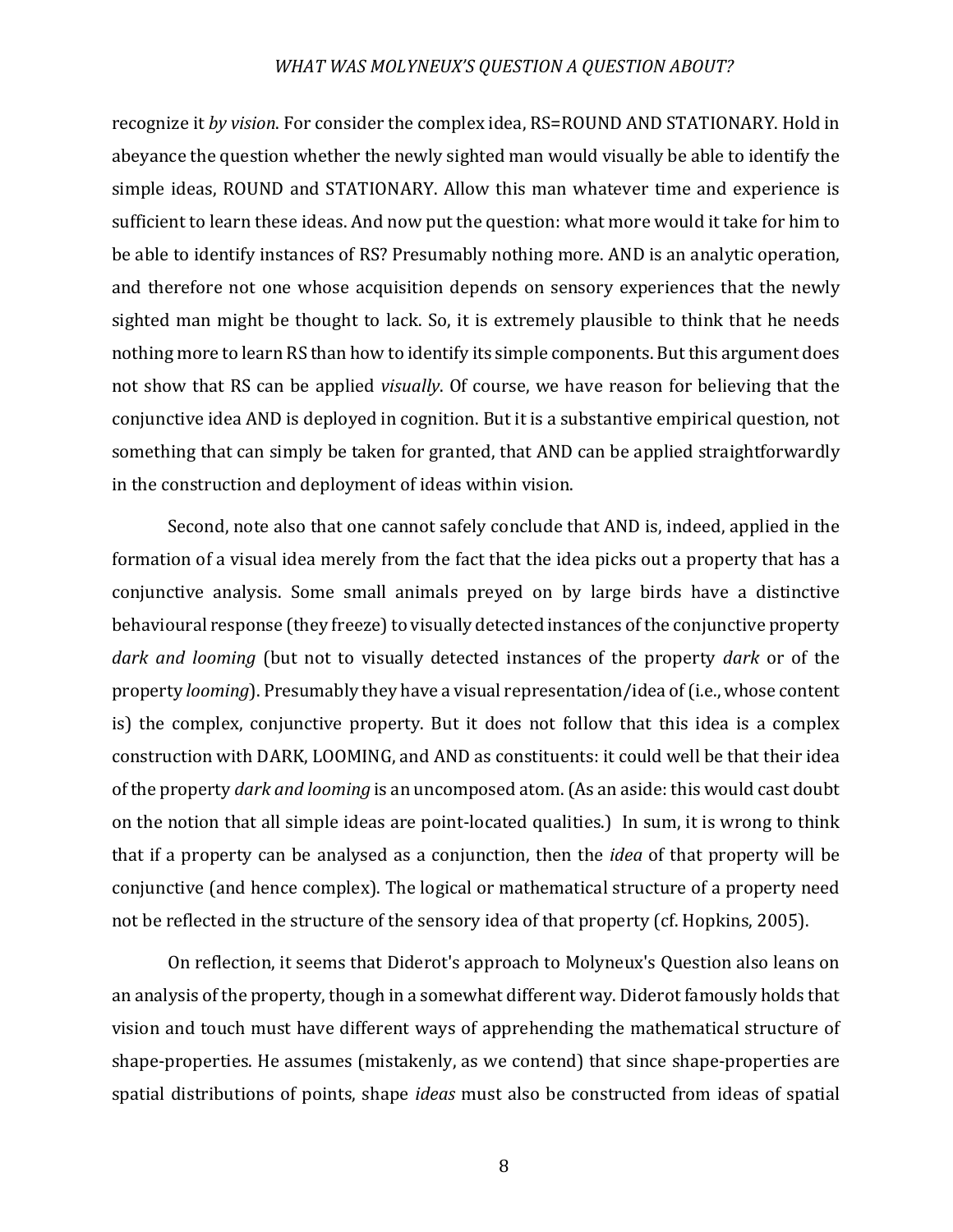recognize it *by vision*. For consider the complex idea, RS=ROUND AND STATIONARY. Hold in abeyance the question whether the newly sighted man would visually be able to identify the simple ideas, ROUND and STATIONARY. Allow this man whatever time and experience is sufficient to learn these ideas. And now put the question: what more would it take for him to be able to identify instances of RS? Presumably nothing more. AND is an analytic operation, and therefore not one whose acquisition depends on sensory experiences that the newly sighted man might be thought to lack. So, it is extremely plausible to think that he needs nothing more to learn RS than how to identify its simple components. But this argument does not show that RS can be applied *visually*. Of course, we have reason for believing that the conjunctive idea AND is deployed in cognition. But it is a substantive empirical question, not something that can simply be taken for granted, that AND can be applied straightforwardly in the construction and deployment of ideas within vision.

Second, note also that one cannot safely conclude that AND is, indeed, applied in the formation of a visual idea merely from the fact that the idea picks out a property that has a conjunctive analysis. Some small animals preyed on by large birds have a distinctive behavioural response (they freeze) to visually detected instances of the conjunctive property *dark and looming* (but not to visually detected instances of the property *dark* or of the property *looming*). Presumably they have a visual representation/idea of (i.e., whose content is) the complex, conjunctive property. But it does not follow that this idea is a complex construction with DARK, LOOMING, and AND as constituents: it could well be that their idea of the property *dark and looming* is an uncomposed atom. (As an aside: this would cast doubt on the notion that all simple ideas are point-located qualities.) In sum, it is wrong to think that if a property can be analysed as a conjunction, then the *idea* of that property will be conjunctive (and hence complex). The logical or mathematical structure of a property need not be reflected in the structure of the sensory idea of that property (cf. Hopkins, 2005).

On reflection, it seems that Diderot's approach to Molyneux's Question also leans on an analysis of the property, though in a somewhat different way. Diderot famously holds that vision and touch must have different ways of apprehending the mathematical structure of shape-properties. He assumes (mistakenly, as we contend) that since shape-properties are spatial distributions of points, shape *ideas* must also be constructed from ideas of spatial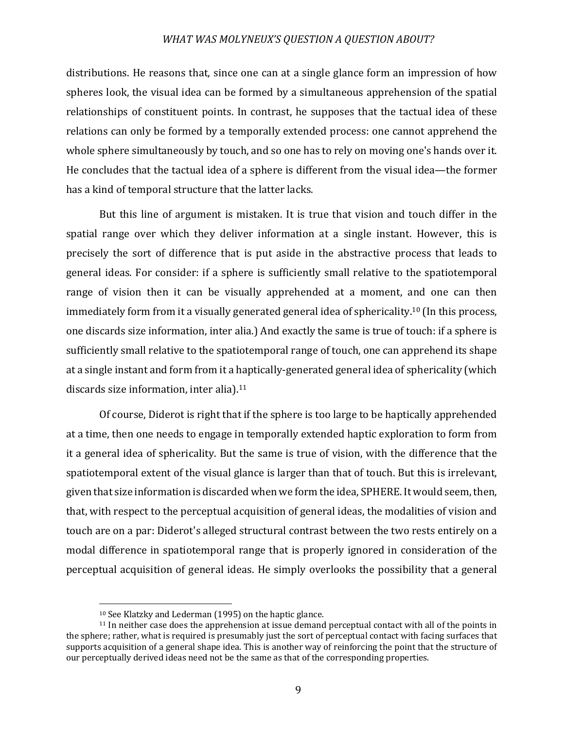distributions. He reasons that, since one can at a single glance form an impression of how spheres look, the visual idea can be formed by a simultaneous apprehension of the spatial relationships of constituent points. In contrast, he supposes that the tactual idea of these relations can only be formed by a temporally extended process: one cannot apprehend the whole sphere simultaneously by touch, and so one has to rely on moving one's hands over it. He concludes that the tactual idea of a sphere is different from the visual idea—the former has a kind of temporal structure that the latter lacks.

But this line of argument is mistaken. It is true that vision and touch differ in the spatial range over which they deliver information at a single instant. However, this is precisely the sort of difference that is put aside in the abstractive process that leads to general ideas. For consider: if a sphere is sufficiently small relative to the spatiotemporal range of vision then it can be visually apprehended at a moment, and one can then immediately form from it a visually generated general idea of sphericality.[10] (In this process, one discards size information, inter alia.) And exactly the same is true of touch: if a sphere is sufficiently small relative to the spatiotemporal range of touch, one can apprehend its shape at a single instant and form from it a haptically-generated general idea of sphericality (which discards size information, inter alia).[11]

Of course, Diderot is right that if the sphere is too large to be haptically apprehended at a time, then one needs to engage in temporally extended haptic exploration to form from it a general idea of sphericality. But the same is true of vision, with the difference that the spatiotemporal extent of the visual glance is larger than that of touch. But this is irrelevant, given that size information is discarded when we form the idea, SPHERE. It would seem, then, that, with respect to the perceptual acquisition of general ideas, the modalities of vision and touch are on a par: Diderot's alleged structural contrast between the two rests entirely on a modal difference in spatiotemporal range that is properly ignored in consideration of the perceptual acquisition of general ideas. He simply overlooks the possibility that a general

[10] See Klatzky and Lederman (1995) on the haptic glance.

[11] In neither case does the apprehension at issue demand perceptual contact with all of the points in the sphere; rather, what is required is presumably just the sort of perceptual contact with facing surfaces that supports acquisition of a general shape idea. This is another way of reinforcing the point that the structure of our perceptually derived ideas need not be the same as that of the corresponding properties.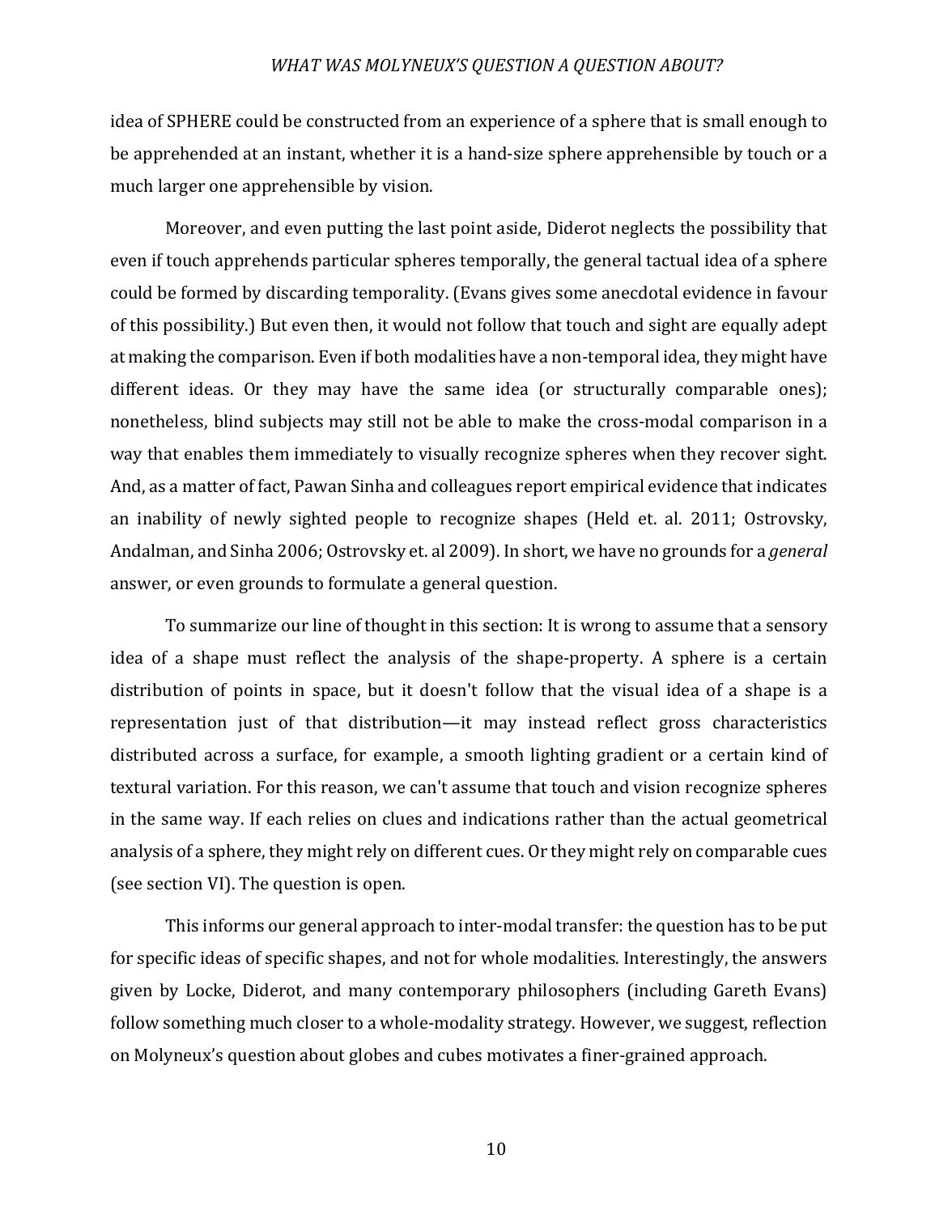idea of SPHERE could be constructed from an experience of a sphere that is small enough to be apprehended at an instant, whether it is a hand-size sphere apprehensible by touch or a much larger one apprehensible by vision.

Moreover, and even putting the last point aside, Diderot neglects the possibility that even if touch apprehends particular spheres temporally, the general tactual idea of a sphere could be formed by discarding temporality. (Evans gives some anecdotal evidence in favour of this possibility.) But even then, it would not follow that touch and sight are equally adept at making the comparison. Even if both modalities have a non-temporal idea, they might have different ideas. Or they may have the same idea (or structurally comparable ones); nonetheless, blind subjects may still not be able to make the cross-modal comparison in a way that enables them immediately to visually recognize spheres when they recover sight. And, as a matter of fact, Pawan Sinha and colleagues report empirical evidence that indicates an inability of newly sighted people to recognize shapes (Held et. al. 2011; Ostrovsky, Andalman, and Sinha 2006; Ostrovsky et. al 2009). In short, we have no grounds for a *general* answer, or even grounds to formulate a general question.

To summarize our line of thought in this section: It is wrong to assume that a sensory idea of a shape must reflect the analysis of the shape-property. A sphere is a certain distribution of points in space, but it doesn't follow that the visual idea of a shape is a representation just of that distribution—it may instead reflect gross characteristics distributed across a surface, for example, a smooth lighting gradient or a certain kind of textural variation. For this reason, we can't assume that touch and vision recognize spheres in the same way. If each relies on clues and indications rather than the actual geometrical analysis of a sphere, they might rely on different cues. Or they might rely on comparable cues (see section VI). The question is open.

This informs our general approach to inter-modal transfer: the question has to be put for specific ideas of specific shapes, and not for whole modalities. Interestingly, the answers given by Locke, Diderot, and many contemporary philosophers (including Gareth Evans) follow something much closer to a whole-modality strategy. However, we suggest, reflection on Molyneux's question about globes and cubes motivates a finer-grained approach.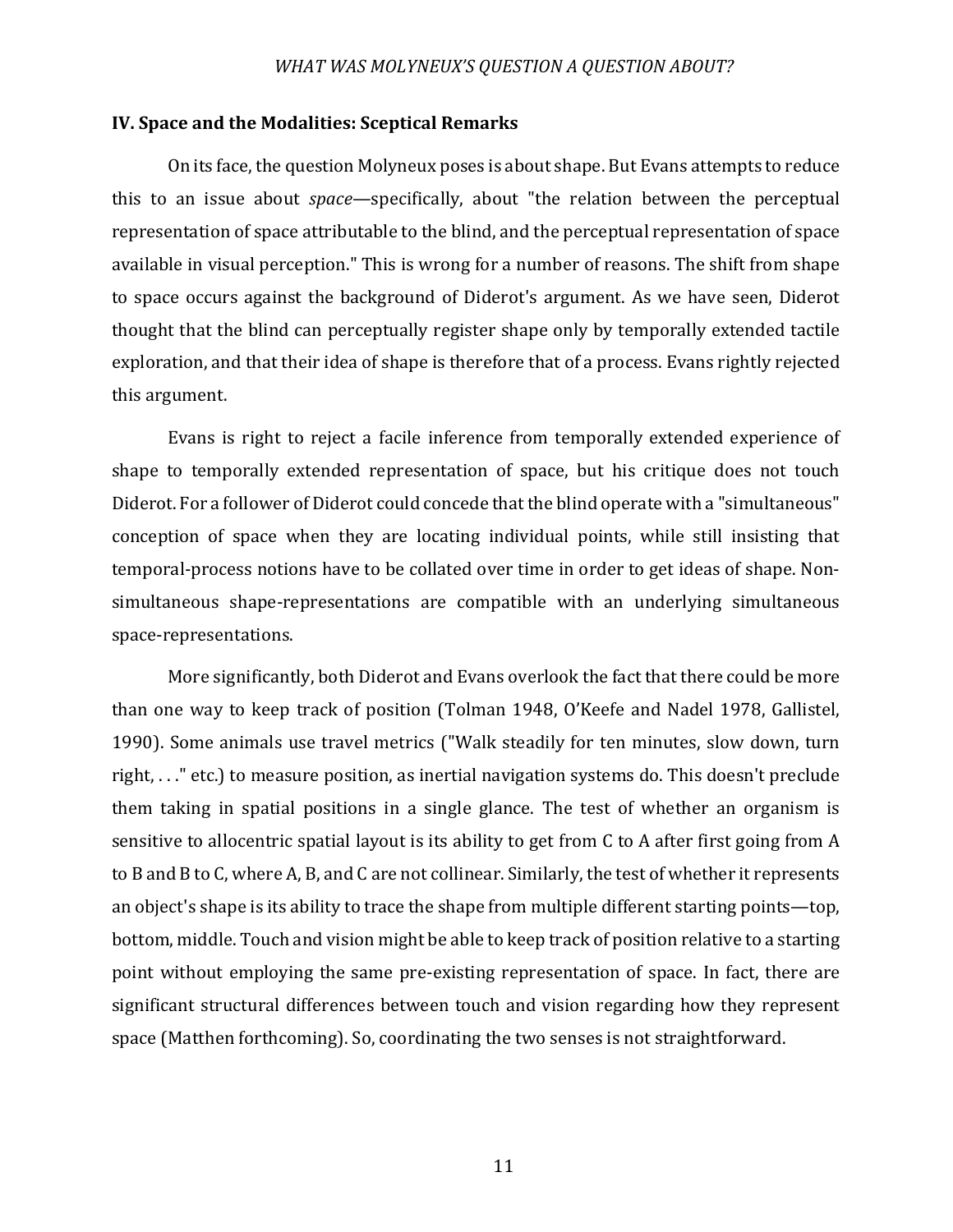## IV. Space and the Modalities: Sceptical Remarks

On its face, the question Molyneux poses is about shape. But Evans attempts to reduce this to an issue about *space*—specifically, about "the relation between the perceptual representation of space attributable to the blind, and the perceptual representation of space available in visual perception." This is wrong for a number of reasons. The shift from shape to space occurs against the background of Diderot's argument. As we have seen, Diderot thought that the blind can perceptually register shape only by temporally extended tactile exploration, and that their idea of shape is therefore that of a process. Evans rightly rejected this argument.

Evans is right to reject a facile inference from temporally extended experience of shape to temporally extended representation of space, but his critique does not touch Diderot. For a follower of Diderot could concede that the blind operate with a "simultaneous" conception of space when they are locating individual points, while still insisting that temporal-process notions have to be collated over time in order to get ideas of shape. Non-simultaneous shape-representations are compatible with an underlying simultaneous space-representations.

More significantly, both Diderot and Evans overlook the fact that there could be more than one way to keep track of position (Tolman 1948, O'Keefe and Nadel 1978, Gallistel, 1990). Some animals use travel metrics ("Walk steadily for ten minutes, slow down, turn right, . . ." etc.) to measure position, as inertial navigation systems do. This doesn't preclude them taking in spatial positions in a single glance. The test of whether an organism is sensitive to allocentric spatial layout is its ability to get from C to A after first going from A to B and B to C, where A, B, and C are not collinear. Similarly, the test of whether it represents an object's shape is its ability to trace the shape from multiple different starting points—top, bottom, middle. Touch and vision might be able to keep track of position relative to a starting point without employing the same pre-existing representation of space. In fact, there are significant structural differences between touch and vision regarding how they represent space (Matthen forthcoming). So, coordinating the two senses is not straightforward.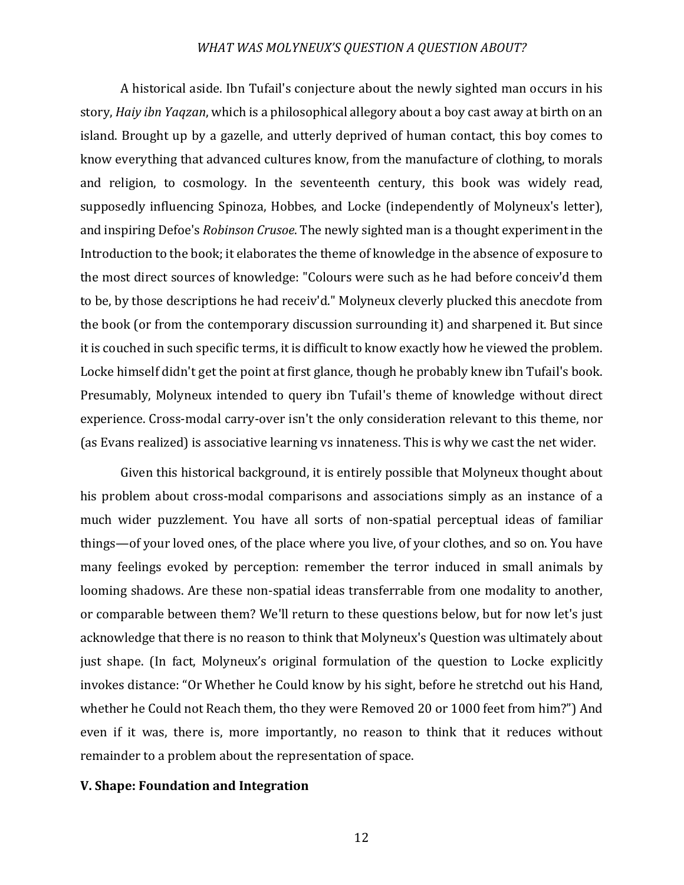A historical aside. Ibn Tufail's conjecture about the newly sighted man occurs in his story, *Haiy ibn Yaqzan*, which is a philosophical allegory about a boy cast away at birth on an island. Brought up by a gazelle, and utterly deprived of human contact, this boy comes to know everything that advanced cultures know, from the manufacture of clothing, to morals and religion, to cosmology. In the seventeenth century, this book was widely read, supposedly influencing Spinoza, Hobbes, and Locke (independently of Molyneux's letter), and inspiring Defoe's *Robinson Crusoe*. The newly sighted man is a thought experiment in the Introduction to the book; it elaborates the theme of knowledge in the absence of exposure to the most direct sources of knowledge: "Colours were such as he had before conceiv'd them to be, by those descriptions he had receiv'd." Molyneux cleverly plucked this anecdote from the book (or from the contemporary discussion surrounding it) and sharpened it. But since it is couched in such specific terms, it is difficult to know exactly how he viewed the problem. Locke himself didn't get the point at first glance, though he probably knew ibn Tufail's book. Presumably, Molyneux intended to query ibn Tufail's theme of knowledge without direct experience. Cross-modal carry-over isn't the only consideration relevant to this theme, nor (as Evans realized) is associative learning vs innateness. This is why we cast the net wider.

Given this historical background, it is entirely possible that Molyneux thought about his problem about cross-modal comparisons and associations simply as an instance of a much wider puzzlement. You have all sorts of non-spatial perceptual ideas of familiar things—of your loved ones, of the place where you live, of your clothes, and so on. You have many feelings evoked by perception: remember the terror induced in small animals by looming shadows. Are these non-spatial ideas transferrable from one modality to another, or comparable between them? We'll return to these questions below, but for now let's just acknowledge that there is no reason to think that Molyneux's Question was ultimately about just shape. (In fact, Molyneux's original formulation of the question to Locke explicitly invokes distance: "Or Whether he Could know by his sight, before he stretchd out his Hand, whether he Could not Reach them, tho they were Removed 20 or 1000 feet from him?") And even if it was, there is, more importantly, no reason to think that it reduces without remainder to a problem about the representation of space.

**V. Shape: Foundation and Integration**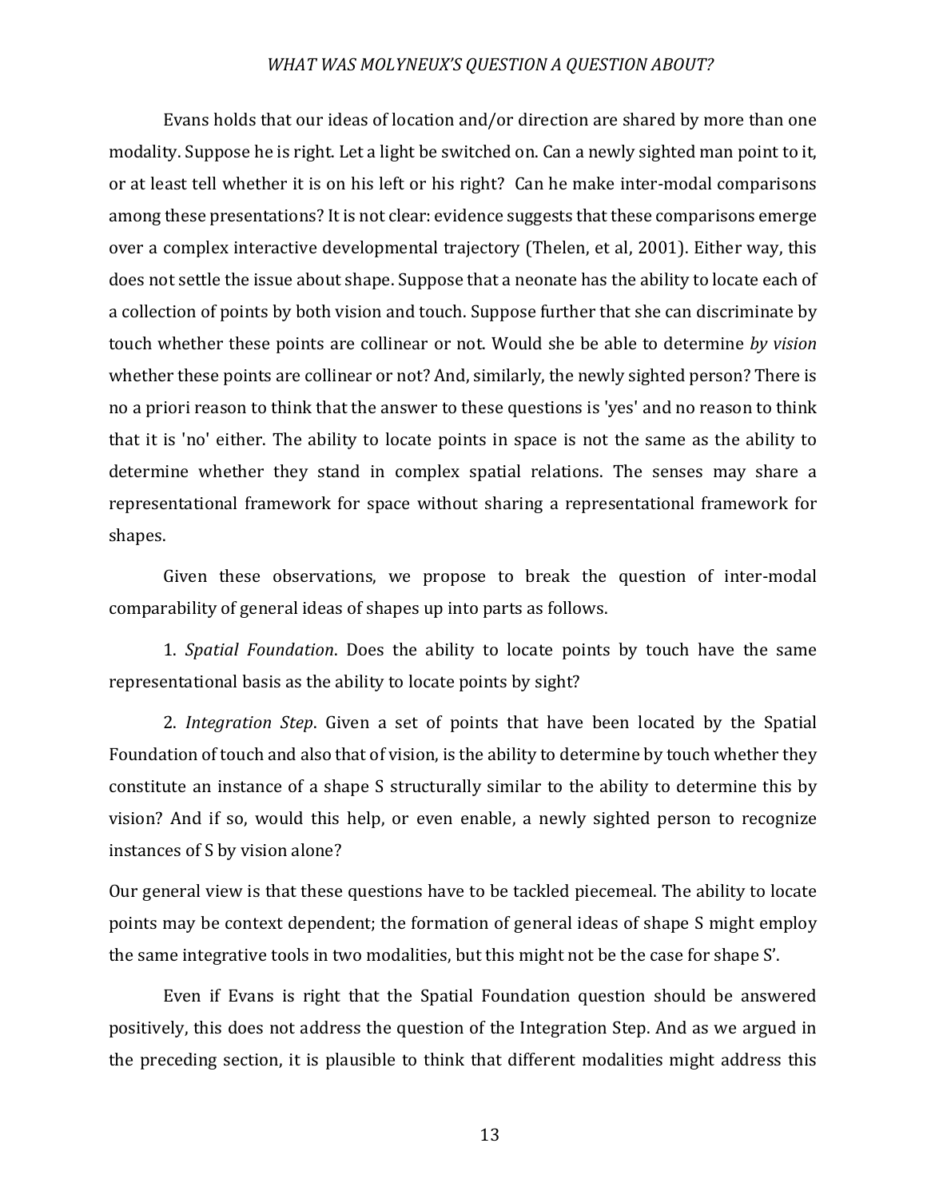Evans holds that our ideas of location and/or direction are shared by more than one modality. Suppose he is right. Let a light be switched on. Can a newly sighted man point to it, or at least tell whether it is on his left or his right? Can he make inter-modal comparisons among these presentations? It is not clear: evidence suggests that these comparisons emerge over a complex interactive developmental trajectory (Thelen, et al, 2001). Either way, this does not settle the issue about shape. Suppose that a neonate has the ability to locate each of a collection of points by both vision and touch. Suppose further that she can discriminate by touch whether these points are collinear or not. Would she be able to determine *by vision* whether these points are collinear or not? And, similarly, the newly sighted person? There is no a priori reason to think that the answer to these questions is 'yes' and no reason to think that it is 'no' either. The ability to locate points in space is not the same as the ability to determine whether they stand in complex spatial relations. The senses may share a representational framework for space without sharing a representational framework for shapes.

Given these observations, we propose to break the question of inter-modal comparability of general ideas of shapes up into parts as follows.

1. *Spatial Foundation*. Does the ability to locate points by touch have the same representational basis as the ability to locate points by sight?

2. *Integration Step*. Given a set of points that have been located by the Spatial Foundation of touch and also that of vision, is the ability to determine by touch whether they constitute an instance of a shape S structurally similar to the ability to determine this by vision? And if so, would this help, or even enable, a newly sighted person to recognize instances of S by vision alone?

Our general view is that these questions have to be tackled piecemeal. The ability to locate points may be context dependent; the formation of general ideas of shape S might employ the same integrative tools in two modalities, but this might not be the case for shape S'.

Even if Evans is right that the Spatial Foundation question should be answered positively, this does not address the question of the Integration Step. And as we argued in the preceding section, it is plausible to think that different modalities might address this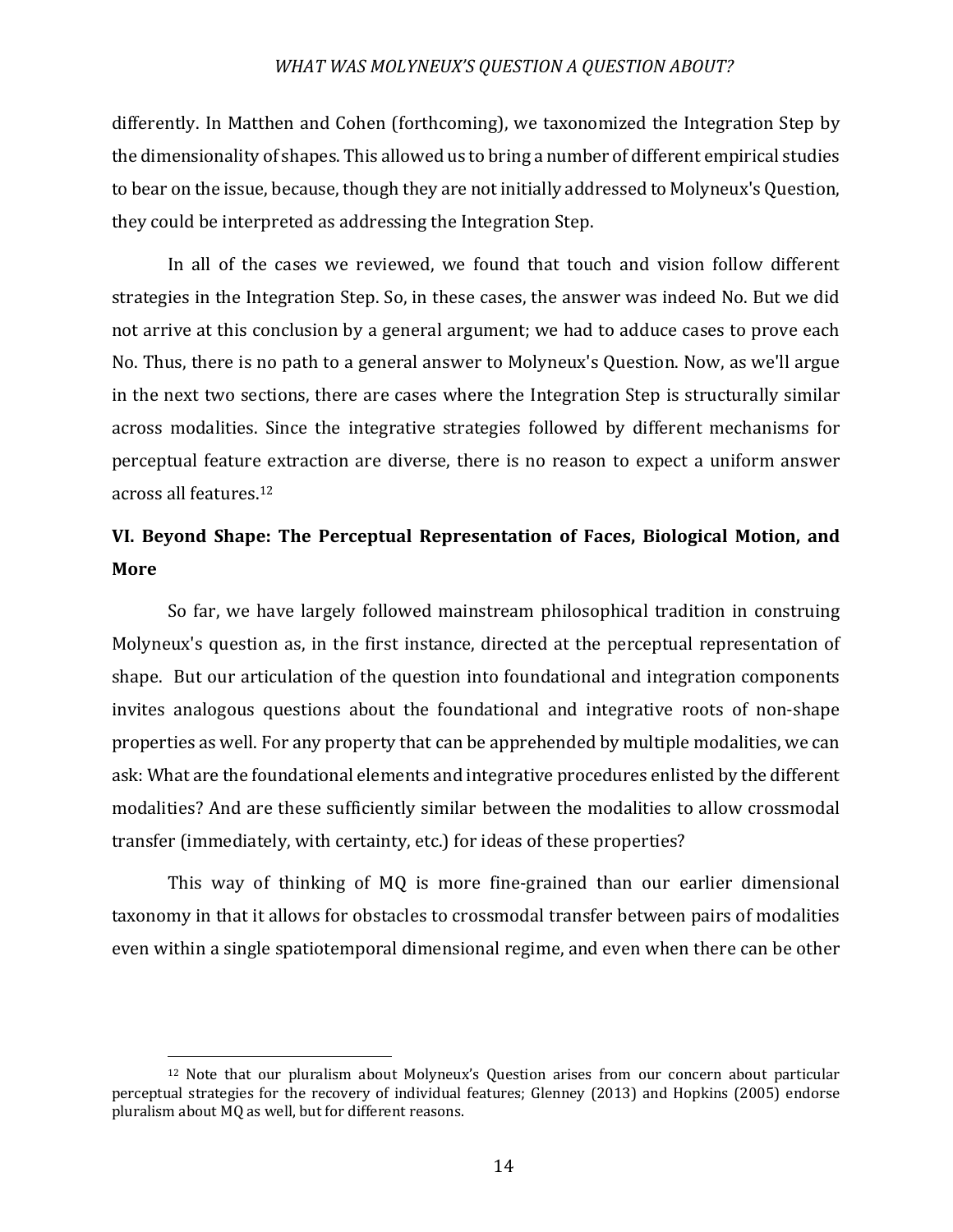differently. In Matthen and Cohen (forthcoming), we taxonomized the Integration Step by the dimensionality of shapes. This allowed us to bring a number of different empirical studies to bear on the issue, because, though they are not initially addressed to Molyneux's Question, they could be interpreted as addressing the Integration Step.

In all of the cases we reviewed, we found that touch and vision follow different strategies in the Integration Step. So, in these cases, the answer was indeed No. But we did not arrive at this conclusion by a general argument; we had to adduce cases to prove each No. Thus, there is no path to a general answer to Molyneux's Question. Now, as we'll argue in the next two sections, there are cases where the Integration Step is structurally similar across modalities. Since the integrative strategies followed by different mechanisms for perceptual feature extraction are diverse, there is no reason to expect a uniform answer across all features.[12]

## VI. Beyond Shape: The Perceptual Representation of Faces, Biological Motion, and More

So far, we have largely followed mainstream philosophical tradition in construing Molyneux's question as, in the first instance, directed at the perceptual representation of shape. But our articulation of the question into foundational and integration components invites analogous questions about the foundational and integrative roots of non-shape properties as well. For any property that can be apprehended by multiple modalities, we can ask: What are the foundational elements and integrative procedures enlisted by the different modalities? And are these sufficiently similar between the modalities to allow crossmodal transfer (immediately, with certainty, etc.) for ideas of these properties?

This way of thinking of MQ is more fine-grained than our earlier dimensional taxonomy in that it allows for obstacles to crossmodal transfer between pairs of modalities even within a single spatiotemporal dimensional regime, and even when there can be other

[12] Note that our pluralism about Molyneux's Question arises from our concern about particular perceptual strategies for the recovery of individual features; Glenney (2013) and Hopkins (2005) endorse pluralism about MQ as well, but for different reasons.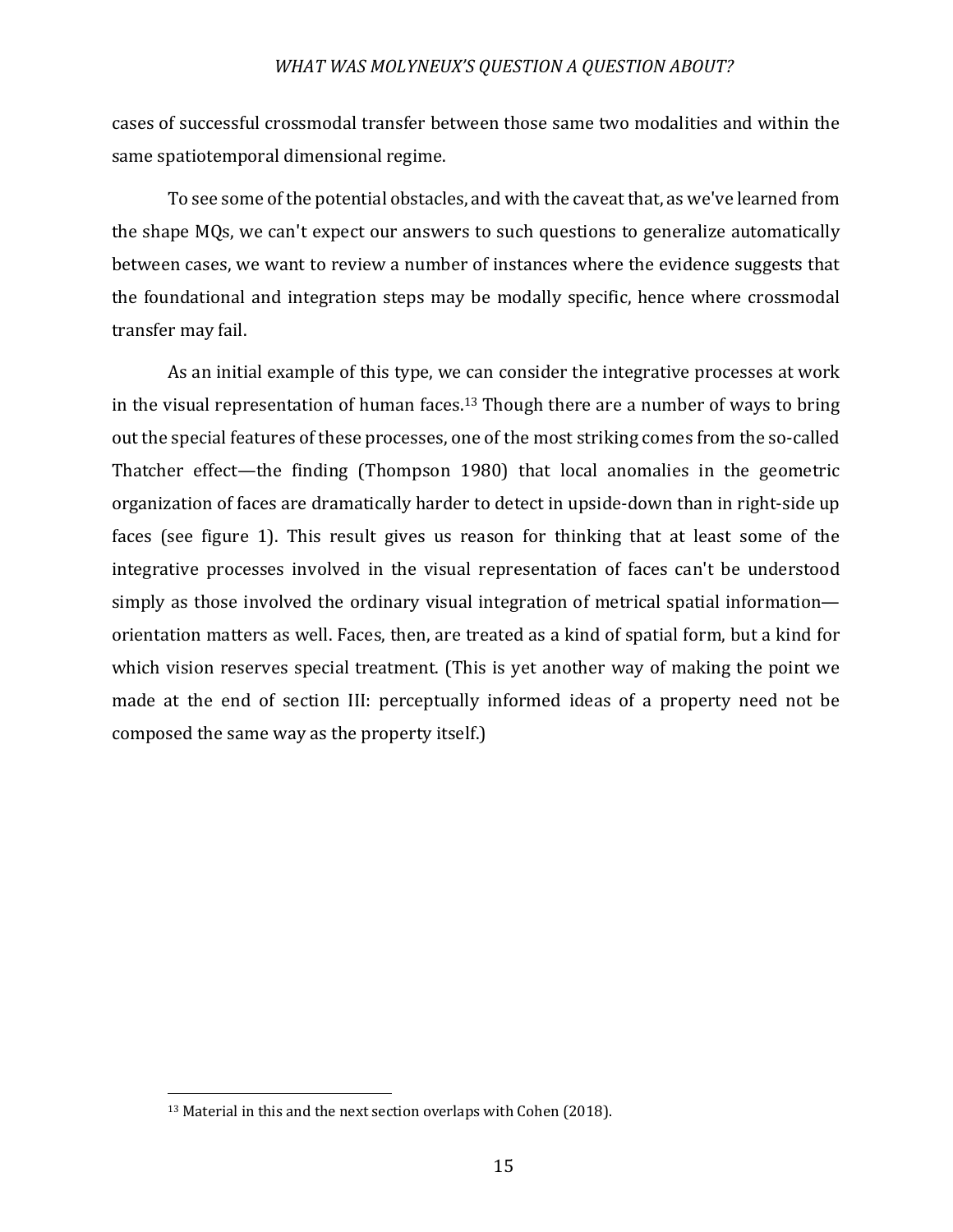cases of successful crossmodal transfer between those same two modalities and within the same spatiotemporal dimensional regime.

To see some of the potential obstacles, and with the caveat that, as we've learned from the shape MQs, we can't expect our answers to such questions to generalize automatically between cases, we want to review a number of instances where the evidence suggests that the foundational and integration steps may be modally specific, hence where crossmodal transfer may fail.

As an initial example of this type, we can consider the integrative processes at work in the visual representation of human faces.[13] Though there are a number of ways to bring out the special features of these processes, one of the most striking comes from the so-called Thatcher effect—the finding (Thompson 1980) that local anomalies in the geometric organization of faces are dramatically harder to detect in upside-down than in right-side up faces (see figure 1). This result gives us reason for thinking that at least some of the integrative processes involved in the visual representation of faces can't be understood simply as those involved the ordinary visual integration of metrical spatial information—orientation matters as well. Faces, then, are treated as a kind of spatial form, but a kind for which vision reserves special treatment. (This is yet another way of making the point we made at the end of section III: perceptually informed ideas of a property need not be composed the same way as the property itself.)

[13] Material in this and the next section overlaps with Cohen (2018).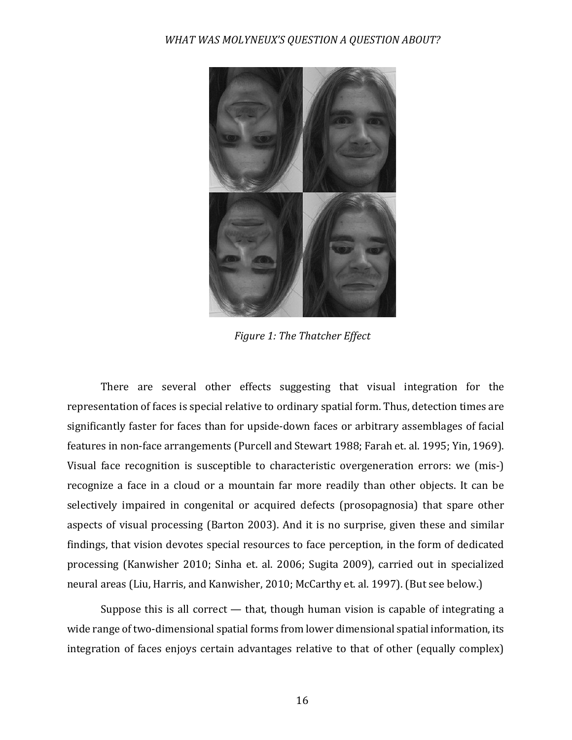*Figure 1: The Thatcher Effect*

There are several other effects suggesting that visual integration for the representation of faces is special relative to ordinary spatial form. Thus, detection times are significantly faster for faces than for upside-down faces or arbitrary assemblages of facial features in non-face arrangements (Purcell and Stewart 1988; Farah et. al. 1995; Yin, 1969). Visual face recognition is susceptible to characteristic overgeneration errors: we (mis-) recognize a face in a cloud or a mountain far more readily than other objects. It can be selectively impaired in congenital or acquired defects (prosopagnosia) that spare other aspects of visual processing (Barton 2003). And it is no surprise, given these and similar findings, that vision devotes special resources to face perception, in the form of dedicated processing (Kanwisher 2010; Sinha et. al. 2006; Sugita 2009), carried out in specialized neural areas (Liu, Harris, and Kanwisher, 2010; McCarthy et. al. 1997). (But see below.)

Suppose this is all correct — that, though human vision is capable of integrating a wide range of two-dimensional spatial forms from lower dimensional spatial information, its integration of faces enjoys certain advantages relative to that of other (equally complex)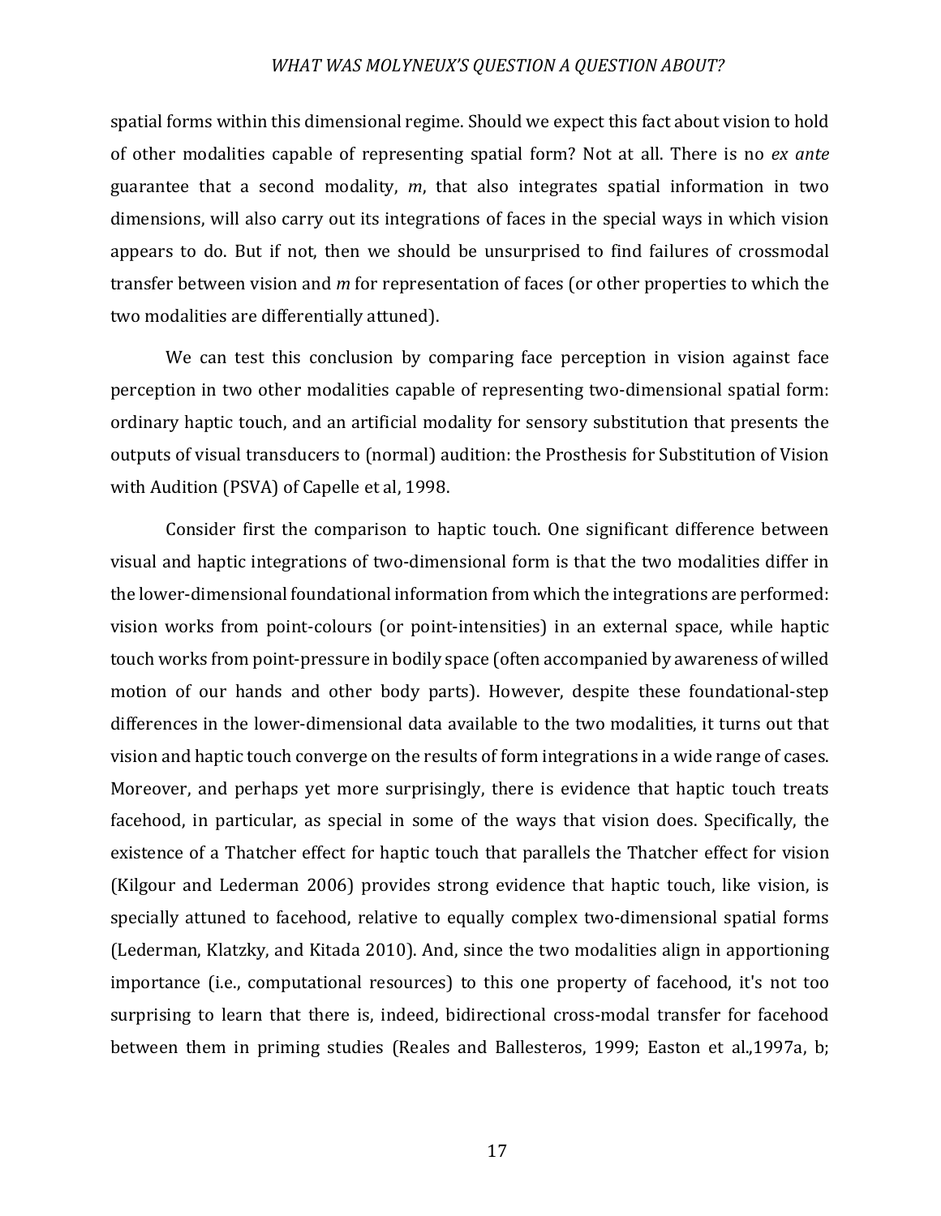spatial forms within this dimensional regime. Should we expect this fact about vision to hold of other modalities capable of representing spatial form? Not at all. There is no *ex ante* guarantee that a second modality, *m*, that also integrates spatial information in two dimensions, will also carry out its integrations of faces in the special ways in which vision appears to do. But if not, then we should be unsurprised to find failures of crossmodal transfer between vision and *m* for representation of faces (or other properties to which the two modalities are differentially attuned).

We can test this conclusion by comparing face perception in vision against face perception in two other modalities capable of representing two-dimensional spatial form: ordinary haptic touch, and an artificial modality for sensory substitution that presents the outputs of visual transducers to (normal) audition: the Prosthesis for Substitution of Vision with Audition (PSVA) of Capelle et al, 1998.

Consider first the comparison to haptic touch. One significant difference between visual and haptic integrations of two-dimensional form is that the two modalities differ in the lower-dimensional foundational information from which the integrations are performed: vision works from point-colours (or point-intensities) in an external space, while haptic touch works from point-pressure in bodily space (often accompanied by awareness of willed motion of our hands and other body parts). However, despite these foundational-step differences in the lower-dimensional data available to the two modalities, it turns out that vision and haptic touch converge on the results of form integrations in a wide range of cases. Moreover, and perhaps yet more surprisingly, there is evidence that haptic touch treats facehood, in particular, as special in some of the ways that vision does. Specifically, the existence of a Thatcher effect for haptic touch that parallels the Thatcher effect for vision (Kilgour and Lederman 2006) provides strong evidence that haptic touch, like vision, is specially attuned to facehood, relative to equally complex two-dimensional spatial forms (Lederman, Klatzky, and Kitada 2010). And, since the two modalities align in apportioning importance (i.e., computational resources) to this one property of facehood, it's not too surprising to learn that there is, indeed, bidirectional cross-modal transfer for facehood between them in priming studies (Reales and Ballesteros, 1999; Easton et al.,1997a, b;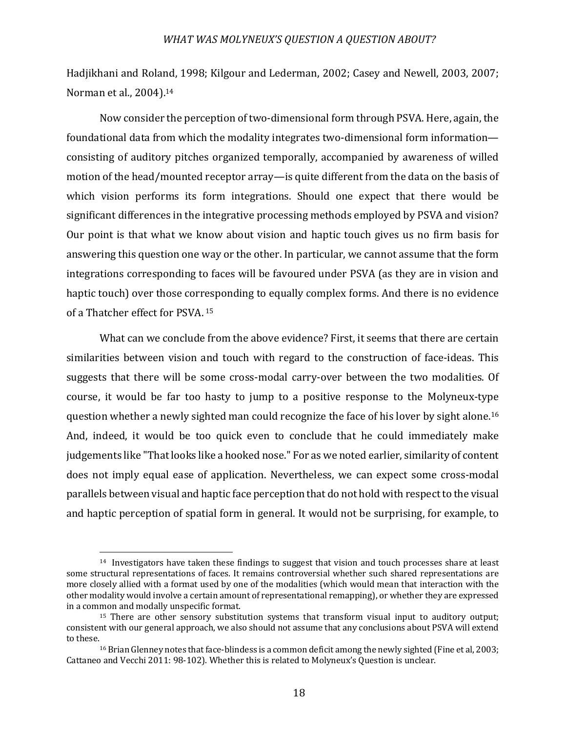Hadjikhani and Roland, 1998; Kilgour and Lederman, 2002; Casey and Newell, 2003, 2007; Norman et al., 2004).[14]

Now consider the perception of two-dimensional form through PSVA. Here, again, the foundational data from which the modality integrates two-dimensional form information—consisting of auditory pitches organized temporally, accompanied by awareness of willed motion of the head/mounted receptor array—is quite different from the data on the basis of which vision performs its form integrations. Should one expect that there would be significant differences in the integrative processing methods employed by PSVA and vision? Our point is that what we know about vision and haptic touch gives us no firm basis for answering this question one way or the other. In particular, we cannot assume that the form integrations corresponding to faces will be favoured under PSVA (as they are in vision and haptic touch) over those corresponding to equally complex forms. And there is no evidence of a Thatcher effect for PSVA.[15]

What can we conclude from the above evidence? First, it seems that there are certain similarities between vision and touch with regard to the construction of face-ideas. This suggests that there will be some cross-modal carry-over between the two modalities. Of course, it would be far too hasty to jump to a positive response to the Molyneux-type question whether a newly sighted man could recognize the face of his lover by sight alone.[16] And, indeed, it would be too quick even to conclude that he could immediately make judgements like "That looks like a hooked nose." For as we noted earlier, similarity of content does not imply equal ease of application. Nevertheless, we can expect some cross-modal parallels between visual and haptic face perception that do not hold with respect to the visual and haptic perception of spatial form in general. It would not be surprising, for example, to

---

[14] Investigators have taken these findings to suggest that vision and touch processes share at least some structural representations of faces. It remains controversial whether such shared representations are more closely allied with a format used by one of the modalities (which would mean that interaction with the other modality would involve a certain amount of representational remapping), or whether they are expressed in a common and modally unspecific format.

[15] There are other sensory substitution systems that transform visual input to auditory output; consistent with our general approach, we also should not assume that any conclusions about PSVA will extend to these.

[16] Brian Glenney notes that face-blindess is a common deficit among the newly sighted (Fine et al, 2003; Cattaneo and Vecchi 2011: 98-102). Whether this is related to Molyneux's Question is unclear.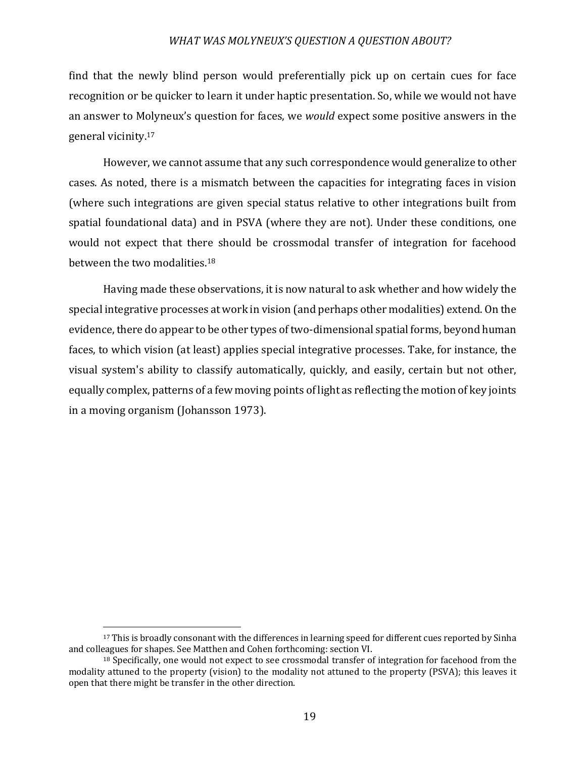find that the newly blind person would preferentially pick up on certain cues for face recognition or be quicker to learn it under haptic presentation. So, while we would not have an answer to Molyneux's question for faces, we *would* expect some positive answers in the general vicinity.[17]

However, we cannot assume that any such correspondence would generalize to other cases. As noted, there is a mismatch between the capacities for integrating faces in vision (where such integrations are given special status relative to other integrations built from spatial foundational data) and in PSVA (where they are not). Under these conditions, one would not expect that there should be crossmodal transfer of integration for facehood between the two modalities.[18]

Having made these observations, it is now natural to ask whether and how widely the special integrative processes at work in vision (and perhaps other modalities) extend. On the evidence, there do appear to be other types of two-dimensional spatial forms, beyond human faces, to which vision (at least) applies special integrative processes. Take, for instance, the visual system's ability to classify automatically, quickly, and easily, certain but not other, equally complex, patterns of a few moving points of light as reflecting the motion of key joints in a moving organism (Johansson 1973).

---

[17] This is broadly consonant with the differences in learning speed for different cues reported by Sinha and colleagues for shapes. See Matthen and Cohen forthcoming: section VI.

[18] Specifically, one would not expect to see crossmodal transfer of integration for facehood from the modality attuned to the property (vision) to the modality not attuned to the property (PSVA); this leaves it open that there might be transfer in the other direction.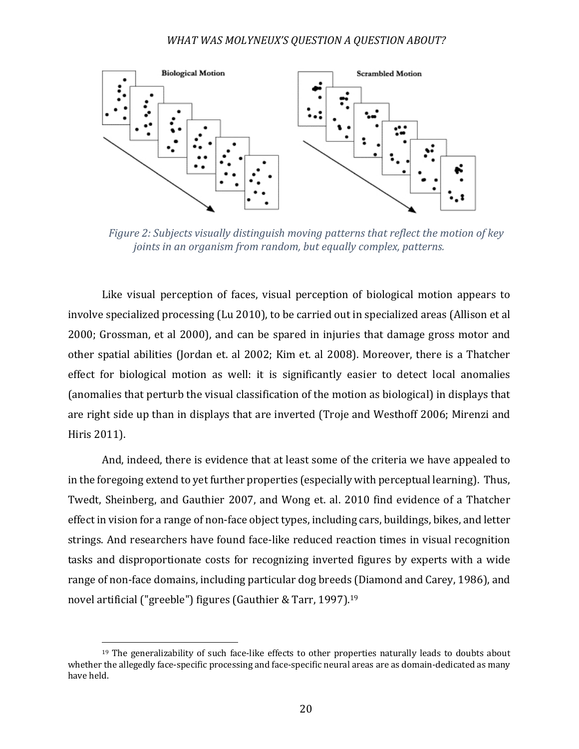Figure 2: Subjects visually distinguish moving patterns that reflect the motion of key joints in an organism from random, but equally complex, patterns.

Like visual perception of faces, visual perception of biological motion appears to involve specialized processing (Lu 2010), to be carried out in specialized areas (Allison et al 2000; Grossman, et al 2000), and can be spared in injuries that damage gross motor and other spatial abilities (Jordan et. al 2002; Kim et. al 2008). Moreover, there is a Thatcher effect for biological motion as well: it is significantly easier to detect local anomalies (anomalies that perturb the visual classification of the motion as biological) in displays that are right side up than in displays that are inverted (Troje and Westhoff 2006; Mirenzi and Hiris 2011).

And, indeed, there is evidence that at least some of the criteria we have appealed to in the foregoing extend to yet further properties (especially with perceptual learning). Thus, Twedt, Sheinberg, and Gauthier 2007, and Wong et. al. 2010 find evidence of a Thatcher effect in vision for a range of non-face object types, including cars, buildings, bikes, and letter strings. And researchers have found face-like reduced reaction times in visual recognition tasks and disproportionate costs for recognizing inverted figures by experts with a wide range of non-face domains, including particular dog breeds (Diamond and Carey, 1986), and novel artificial ("greeble") figures (Gauthier & Tarr, 1997).[19]

[19] The generalizability of such face-like effects to other properties naturally leads to doubts about whether the allegedly face-specific processing and face-specific neural areas are as domain-dedicated as many have held.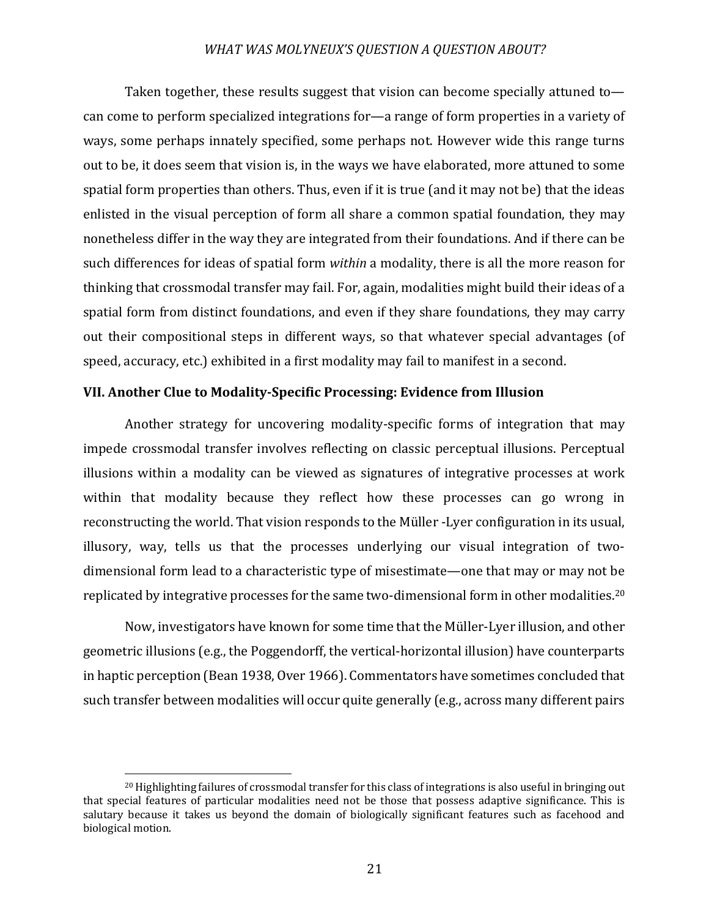Taken together, these results suggest that vision can become specially attuned to—can come to perform specialized integrations for—a range of form properties in a variety of ways, some perhaps innately specified, some perhaps not. However wide this range turns out to be, it does seem that vision is, in the ways we have elaborated, more attuned to some spatial form properties than others. Thus, even if it is true (and it may not be) that the ideas enlisted in the visual perception of form all share a common spatial foundation, they may nonetheless differ in the way they are integrated from their foundations. And if there can be such differences for ideas of spatial form *within* a modality, there is all the more reason for thinking that crossmodal transfer may fail. For, again, modalities might build their ideas of a spatial form from distinct foundations, and even if they share foundations, they may carry out their compositional steps in different ways, so that whatever special advantages (of speed, accuracy, etc.) exhibited in a first modality may fail to manifest in a second.

## VII. Another Clue to Modality-Specific Processing: Evidence from Illusion

Another strategy for uncovering modality-specific forms of integration that may impede crossmodal transfer involves reflecting on classic perceptual illusions. Perceptual illusions within a modality can be viewed as signatures of integrative processes at work within that modality because they reflect how these processes can go wrong in reconstructing the world. That vision responds to the Müller -Lyer configuration in its usual, illusory, way, tells us that the processes underlying our visual integration of two-dimensional form lead to a characteristic type of misestimate—one that may or may not be replicated by integrative processes for the same two-dimensional form in other modalities.[20]

Now, investigators have known for some time that the Müller-Lyer illusion, and other geometric illusions (e.g., the Poggendorff, the vertical-horizontal illusion) have counterparts in haptic perception (Bean 1938, Over 1966). Commentators have sometimes concluded that such transfer between modalities will occur quite generally (e.g., across many different pairs

[20] Highlighting failures of crossmodal transfer for this class of integrations is also useful in bringing out that special features of particular modalities need not be those that possess adaptive significance. This is salutary because it takes us beyond the domain of biologically significant features such as facehood and biological motion.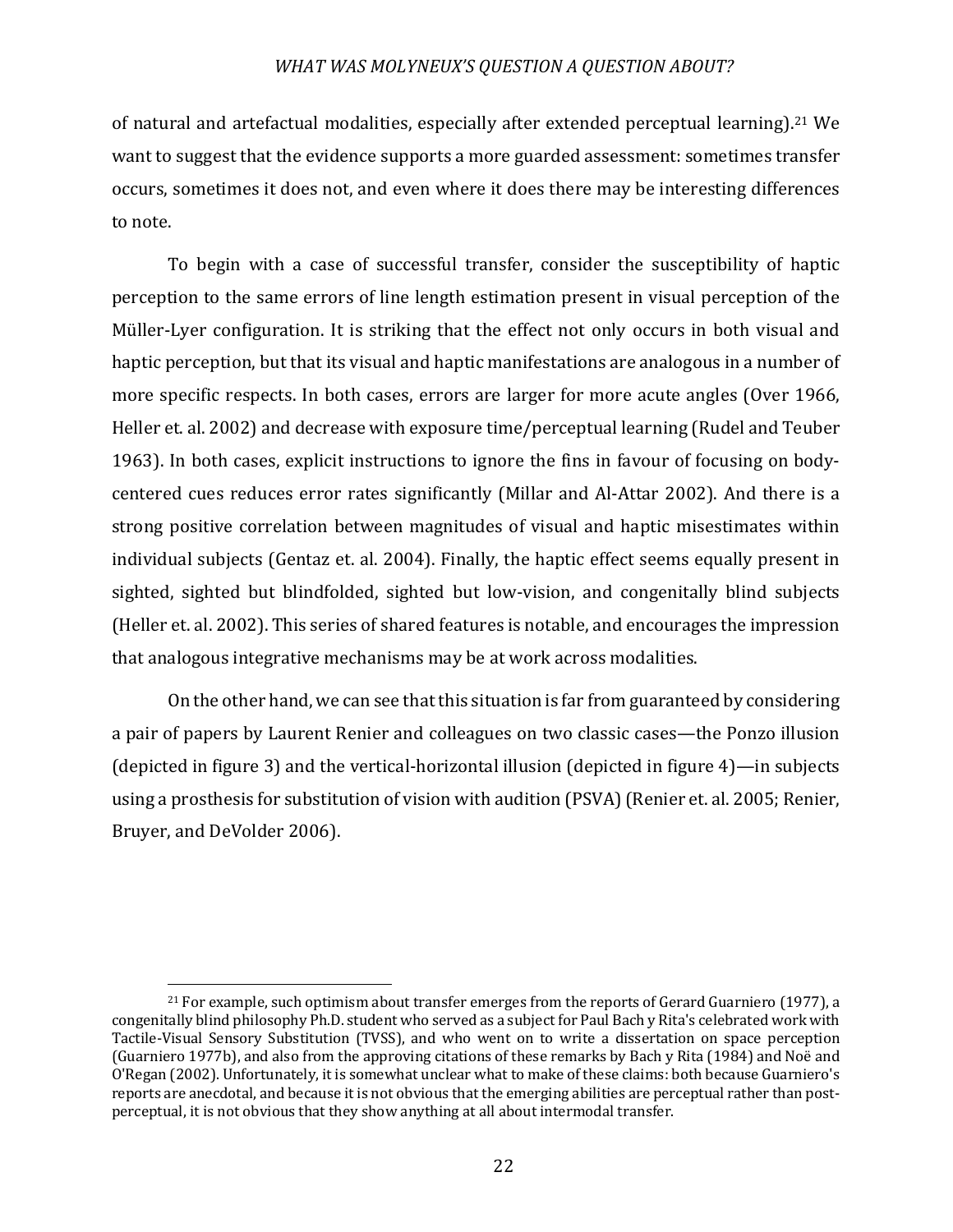of natural and artefactual modalities, especially after extended perceptual learning).[21] We want to suggest that the evidence supports a more guarded assessment: sometimes transfer occurs, sometimes it does not, and even where it does there may be interesting differences to note.

To begin with a case of successful transfer, consider the susceptibility of haptic perception to the same errors of line length estimation present in visual perception of the Müller-Lyer configuration. It is striking that the effect not only occurs in both visual and haptic perception, but that its visual and haptic manifestations are analogous in a number of more specific respects. In both cases, errors are larger for more acute angles (Over 1966, Heller et. al. 2002) and decrease with exposure time/perceptual learning (Rudel and Teuber 1963). In both cases, explicit instructions to ignore the fins in favour of focusing on body-centered cues reduces error rates significantly (Millar and Al-Attar 2002). And there is a strong positive correlation between magnitudes of visual and haptic misestimates within individual subjects (Gentaz et. al. 2004). Finally, the haptic effect seems equally present in sighted, sighted but blindfolded, sighted but low-vision, and congenitally blind subjects (Heller et. al. 2002). This series of shared features is notable, and encourages the impression that analogous integrative mechanisms may be at work across modalities.

On the other hand, we can see that this situation is far from guaranteed by considering a pair of papers by Laurent Renier and colleagues on two classic cases—the Ponzo illusion (depicted in figure 3) and the vertical-horizontal illusion (depicted in figure 4)—in subjects using a prosthesis for substitution of vision with audition (PSVA) (Renier et. al. 2005; Renier, Bruyer, and DeVolder 2006).

---

[21] For example, such optimism about transfer emerges from the reports of Gerard Guarniero (1977), a congenitally blind philosophy Ph.D. student who served as a subject for Paul Bach y Rita's celebrated work with Tactile-Visual Sensory Substitution (TVSS), and who went on to write a dissertation on space perception (Guarniero 1977b), and also from the approving citations of these remarks by Bach y Rita (1984) and Noë and O'Regan (2002). Unfortunately, it is somewhat unclear what to make of these claims: both because Guarniero's reports are anecdotal, and because it is not obvious that the emerging abilities are perceptual rather than post-perceptual, it is not obvious that they show anything at all about intermodal transfer.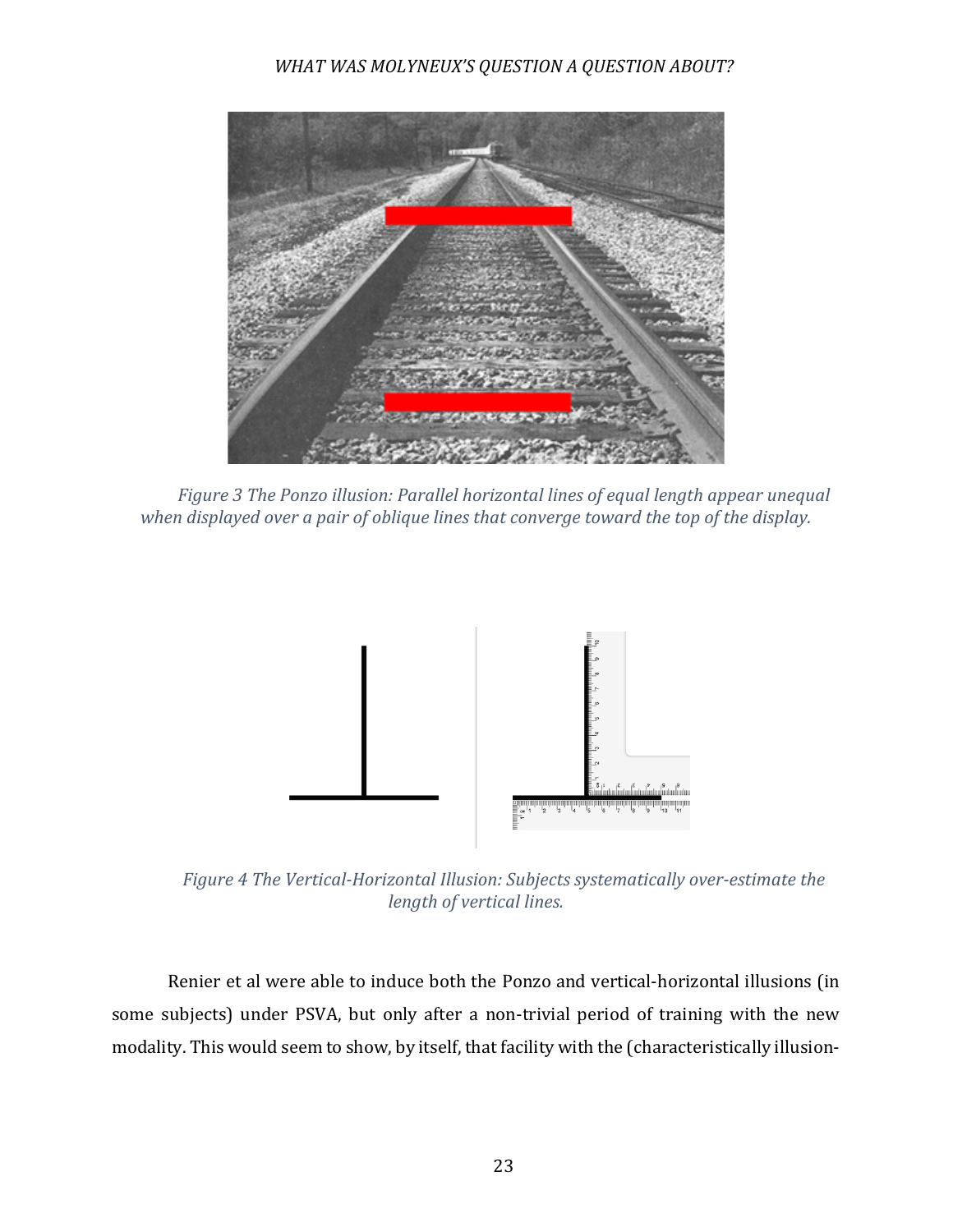*Figure 3 The Ponzo illusion: Parallel horizontal lines of equal length appear unequal when displayed over a pair of oblique lines that converge toward the top of the display.*

*Figure 4 The Vertical-Horizontal Illusion: Subjects systematically over-estimate the length of vertical lines.*

Renier et al were able to induce both the Ponzo and vertical-horizontal illusions (in some subjects) under PSVA, but only after a non-trivial period of training with the new modality. This would seem to show, by itself, that facility with the (characteristically illusion-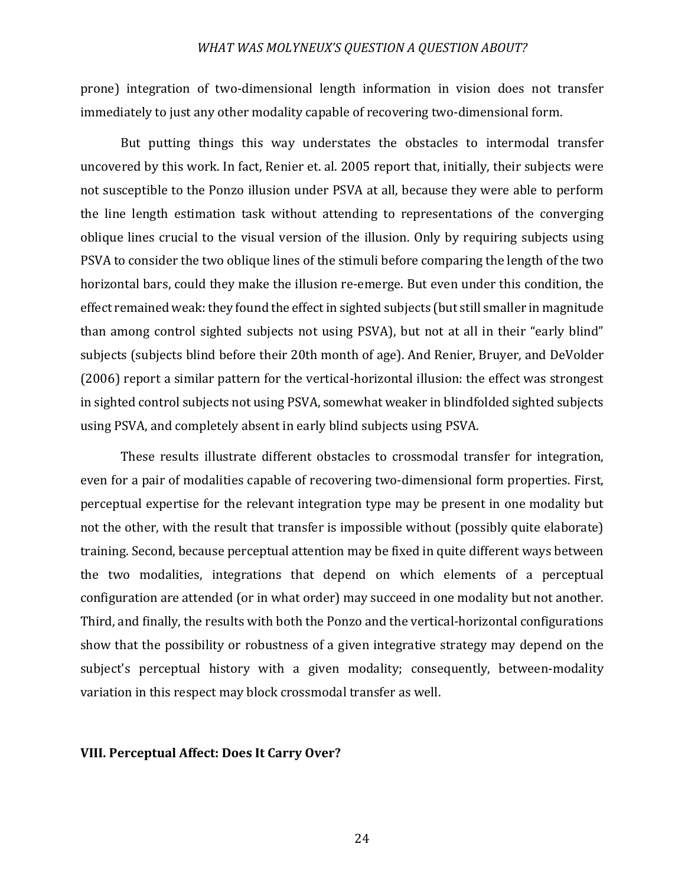prone) integration of two-dimensional length information in vision does not transfer immediately to just any other modality capable of recovering two-dimensional form.

But putting things this way understates the obstacles to intermodal transfer uncovered by this work. In fact, Renier et. al. 2005 report that, initially, their subjects were not susceptible to the Ponzo illusion under PSVA at all, because they were able to perform the line length estimation task without attending to representations of the converging oblique lines crucial to the visual version of the illusion. Only by requiring subjects using PSVA to consider the two oblique lines of the stimuli before comparing the length of the two horizontal bars, could they make the illusion re-emerge. But even under this condition, the effect remained weak: they found the effect in sighted subjects (but still smaller in magnitude than among control sighted subjects not using PSVA), but not at all in their "early blind" subjects (subjects blind before their 20th month of age). And Renier, Bruyer, and DeVolder (2006) report a similar pattern for the vertical-horizontal illusion: the effect was strongest in sighted control subjects not using PSVA, somewhat weaker in blindfolded sighted subjects using PSVA, and completely absent in early blind subjects using PSVA.

These results illustrate different obstacles to crossmodal transfer for integration, even for a pair of modalities capable of recovering two-dimensional form properties. First, perceptual expertise for the relevant integration type may be present in one modality but not the other, with the result that transfer is impossible without (possibly quite elaborate) training. Second, because perceptual attention may be fixed in quite different ways between the two modalities, integrations that depend on which elements of a perceptual configuration are attended (or in what order) may succeed in one modality but not another. Third, and finally, the results with both the Ponzo and the vertical-horizontal configurations show that the possibility or robustness of a given integrative strategy may depend on the subject's perceptual history with a given modality; consequently, between-modality variation in this respect may block crossmodal transfer as well.

## VIII. Perceptual Affect: Does It Carry Over?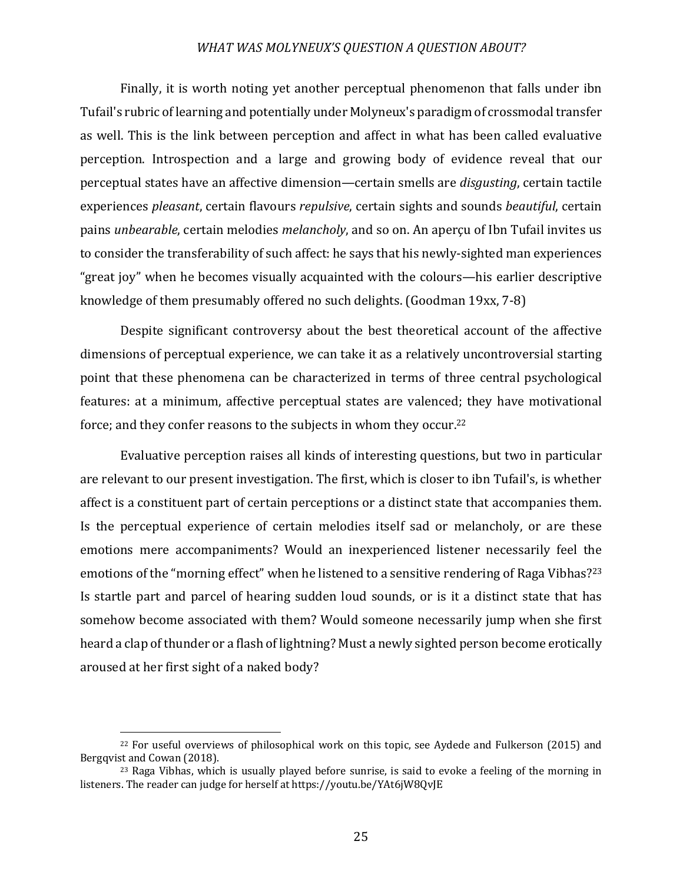Finally, it is worth noting yet another perceptual phenomenon that falls under ibn Tufail's rubric of learning and potentially under Molyneux's paradigm of crossmodal transfer as well. This is the link between perception and affect in what has been called evaluative perception. Introspection and a large and growing body of evidence reveal that our perceptual states have an affective dimension—certain smells are *disgusting*, certain tactile experiences *pleasant*, certain flavours *repulsive*, certain sights and sounds *beautiful*, certain pains *unbearable*, certain melodies *melancholy*, and so on. An aperçu of Ibn Tufail invites us to consider the transferability of such affect: he says that his newly-sighted man experiences "great joy" when he becomes visually acquainted with the colours—his earlier descriptive knowledge of them presumably offered no such delights. (Goodman 19xx, 7-8)

Despite significant controversy about the best theoretical account of the affective dimensions of perceptual experience, we can take it as a relatively uncontroversial starting point that these phenomena can be characterized in terms of three central psychological features: at a minimum, affective perceptual states are valenced; they have motivational force; and they confer reasons to the subjects in whom they occur.[22]

Evaluative perception raises all kinds of interesting questions, but two in particular are relevant to our present investigation. The first, which is closer to ibn Tufail's, is whether affect is a constituent part of certain perceptions or a distinct state that accompanies them. Is the perceptual experience of certain melodies itself sad or melancholy, or are these emotions mere accompaniments? Would an inexperienced listener necessarily feel the emotions of the "morning effect" when he listened to a sensitive rendering of Raga Vibhas?[23] Is startle part and parcel of hearing sudden loud sounds, or is it a distinct state that has somehow become associated with them? Would someone necessarily jump when she first heard a clap of thunder or a flash of lightning? Must a newly sighted person become erotically aroused at her first sight of a naked body?

---

[22] For useful overviews of philosophical work on this topic, see Aydede and Fulkerson (2015) and Bergqvist and Cowan (2018).

[23] Raga Vibhas, which is usually played before sunrise, is said to evoke a feeling of the morning in listeners. The reader can judge for herself at https://youtu.be/YAt6jW8QvJE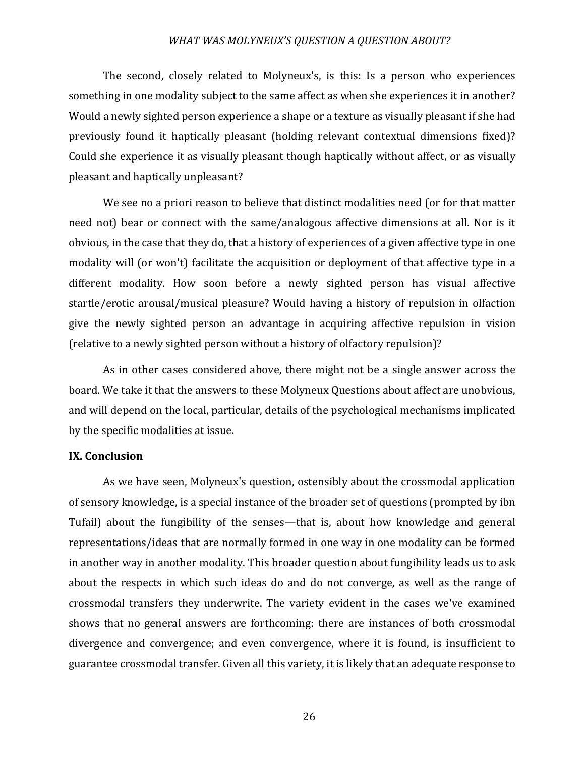The second, closely related to Molyneux's, is this: Is a person who experiences something in one modality subject to the same affect as when she experiences it in another? Would a newly sighted person experience a shape or a texture as visually pleasant if she had previously found it haptically pleasant (holding relevant contextual dimensions fixed)? Could she experience it as visually pleasant though haptically without affect, or as visually pleasant and haptically unpleasant?

We see no a priori reason to believe that distinct modalities need (or for that matter need not) bear or connect with the same/analogous affective dimensions at all. Nor is it obvious, in the case that they do, that a history of experiences of a given affective type in one modality will (or won't) facilitate the acquisition or deployment of that affective type in a different modality. How soon before a newly sighted person has visual affective startle/erotic arousal/musical pleasure? Would having a history of repulsion in olfaction give the newly sighted person an advantage in acquiring affective repulsion in vision (relative to a newly sighted person without a history of olfactory repulsion)?

As in other cases considered above, there might not be a single answer across the board. We take it that the answers to these Molyneux Questions about affect are unobvious, and will depend on the local, particular, details of the psychological mechanisms implicated by the specific modalities at issue.

**IX. Conclusion**

As we have seen, Molyneux's question, ostensibly about the crossmodal application of sensory knowledge, is a special instance of the broader set of questions (prompted by ibn Tufail) about the fungibility of the senses—that is, about how knowledge and general representations/ideas that are normally formed in one way in one modality can be formed in another way in another modality. This broader question about fungibility leads us to ask about the respects in which such ideas do and do not converge, as well as the range of crossmodal transfers they underwrite. The variety evident in the cases we've examined shows that no general answers are forthcoming: there are instances of both crossmodal divergence and convergence; and even convergence, where it is found, is insufficient to guarantee crossmodal transfer. Given all this variety, it is likely that an adequate response to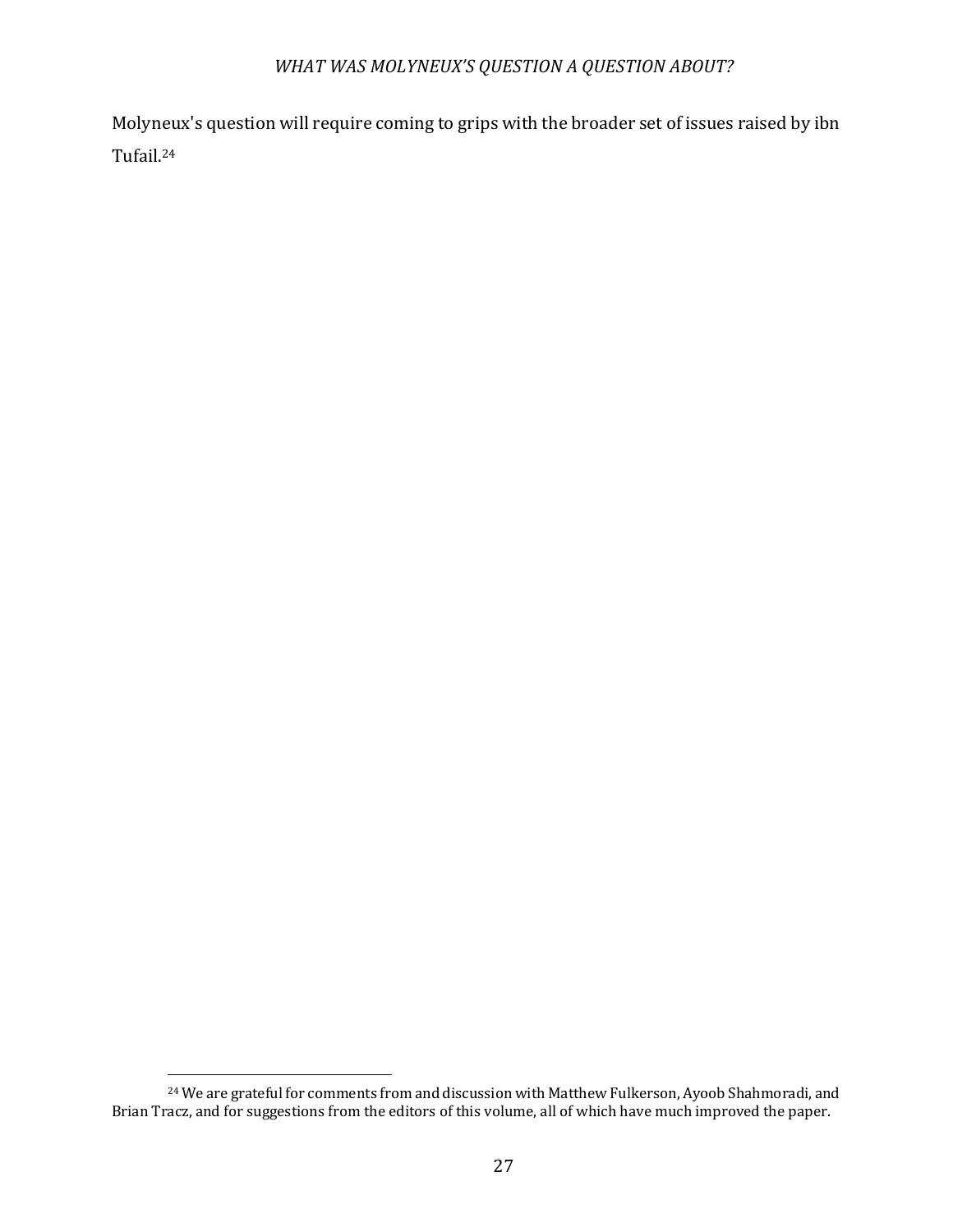Molyneux's question will require coming to grips with the broader set of issues raised by ibn Tufail.[24]

---

[24] We are grateful for comments from and discussion with Matthew Fulkerson, Ayoob Shahmoradi, and Brian Tracz, and for suggestions from the editors of this volume, all of which have much improved the paper.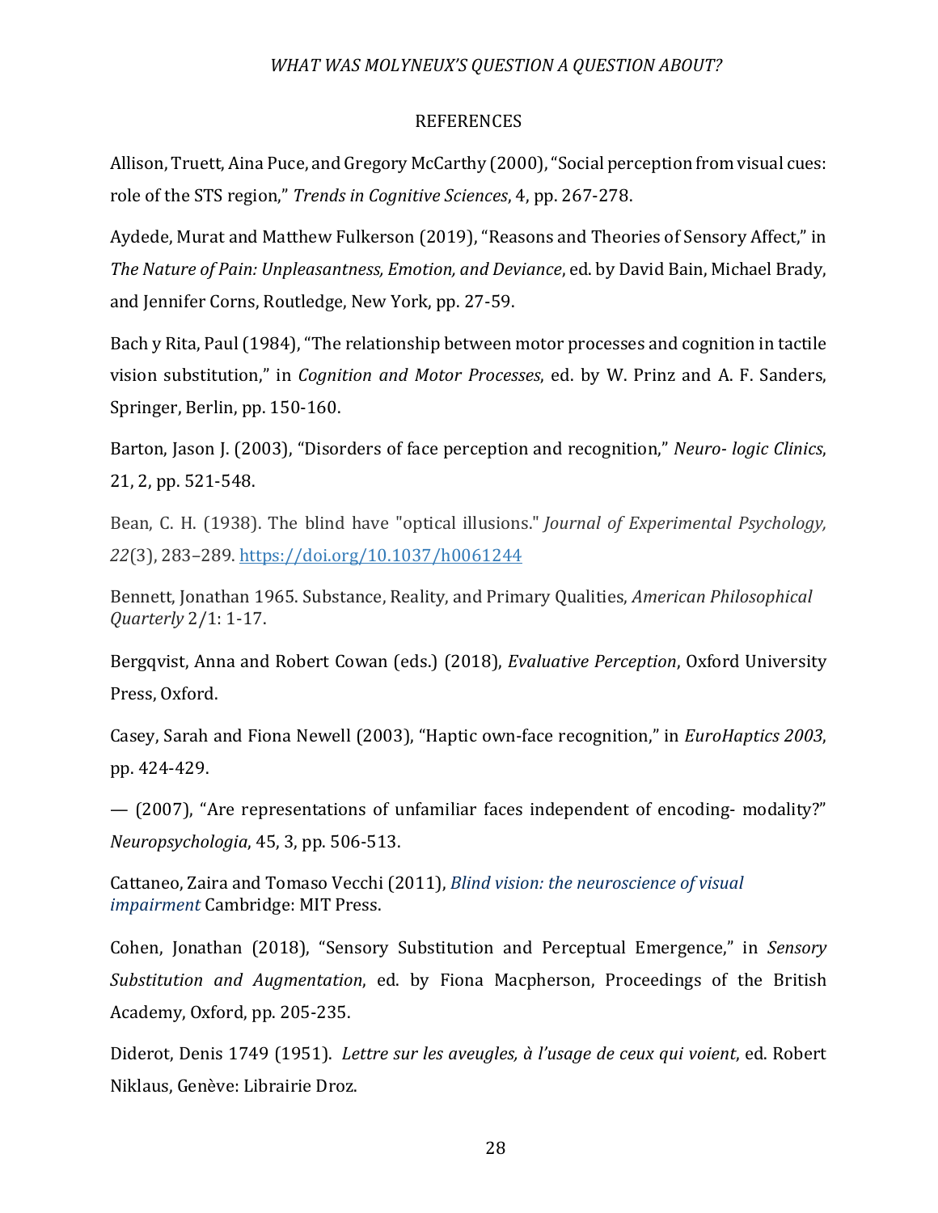REFERENCES

Allison, Truett, Aina Puce, and Gregory McCarthy (2000), "Social perception from visual cues: role of the STS region," *Trends in Cognitive Sciences*, 4, pp. 267-278.

Aydede, Murat and Matthew Fulkerson (2019), "Reasons and Theories of Sensory Affect," in *The Nature of Pain: Unpleasantness, Emotion, and Deviance*, ed. by David Bain, Michael Brady, and Jennifer Corns, Routledge, New York, pp. 27-59.

Bach y Rita, Paul (1984), "The relationship between motor processes and cognition in tactile vision substitution," in *Cognition and Motor Processes*, ed. by W. Prinz and A. F. Sanders, Springer, Berlin, pp. 150-160.

Barton, Jason J. (2003), "Disorders of face perception and recognition," *Neuro- logic Clinics*, 21, 2, pp. 521-548.

Bean, C. H. (1938). The blind have "optical illusions." *Journal of Experimental Psychology, 22*(3), 283–289. https://doi.org/10.1037/h0061244

Bennett, Jonathan 1965. Substance, Reality, and Primary Qualities, *American Philosophical Quarterly* 2/1: 1-17.

Bergqvist, Anna and Robert Cowan (eds.) (2018), *Evaluative Perception*, Oxford University Press, Oxford.

Casey, Sarah and Fiona Newell (2003), "Haptic own-face recognition," in *EuroHaptics 2003*, pp. 424-429.

— (2007), "Are representations of unfamiliar faces independent of encoding- modality?" *Neuropsychologia*, 45, 3, pp. 506-513.

Cattaneo, Zaira and Tomaso Vecchi (2011), *Blind vision: the neuroscience of visual impairment* Cambridge: MIT Press.

Cohen, Jonathan (2018), "Sensory Substitution and Perceptual Emergence," in *Sensory Substitution and Augmentation*, ed. by Fiona Macpherson, Proceedings of the British Academy, Oxford, pp. 205-235.

Diderot, Denis 1749 (1951). *Lettre sur les aveugles, à l'usage de ceux qui voient*, ed. Robert Niklaus, Genève: Librairie Droz.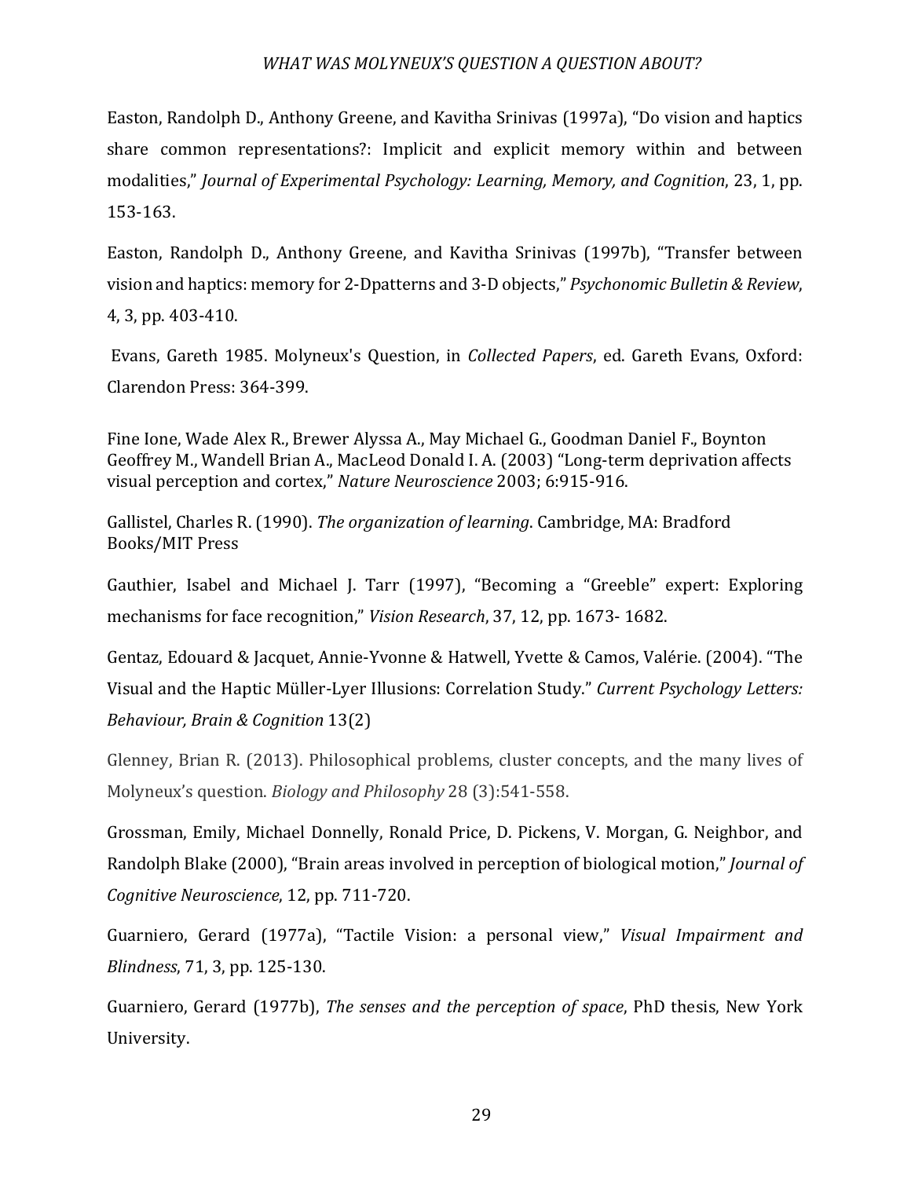Easton, Randolph D., Anthony Greene, and Kavitha Srinivas (1997a), "Do vision and haptics share common representations?: Implicit and explicit memory within and between modalities," *Journal of Experimental Psychology: Learning, Memory, and Cognition*, 23, 1, pp. 153-163.

Easton, Randolph D., Anthony Greene, and Kavitha Srinivas (1997b), "Transfer between vision and haptics: memory for 2-Dpatterns and 3-D objects," *Psychonomic Bulletin & Review*, 4, 3, pp. 403-410.

Evans, Gareth 1985. Molyneux's Question, in *Collected Papers*, ed. Gareth Evans, Oxford: Clarendon Press: 364-399.

Fine Ione, Wade Alex R., Brewer Alyssa A., May Michael G., Goodman Daniel F., Boynton Geoffrey M., Wandell Brian A., MacLeod Donald I. A. (2003) "Long-term deprivation affects visual perception and cortex," *Nature Neuroscience* 2003; 6:915-916.

Gallistel, Charles R. (1990). *The organization of learning*. Cambridge, MA: Bradford Books/MIT Press

Gauthier, Isabel and Michael J. Tarr (1997), "Becoming a "Greeble" expert: Exploring mechanisms for face recognition," *Vision Research*, 37, 12, pp. 1673- 1682.

Gentaz, Edouard & Jacquet, Annie-Yvonne & Hatwell, Yvette & Camos, Valérie. (2004). "The Visual and the Haptic Müller-Lyer Illusions: Correlation Study." *Current Psychology Letters: Behaviour, Brain & Cognition* 13(2)

Glenney, Brian R. (2013). Philosophical problems, cluster concepts, and the many lives of Molyneux's question. *Biology and Philosophy* 28 (3):541-558.

Grossman, Emily, Michael Donnelly, Ronald Price, D. Pickens, V. Morgan, G. Neighbor, and Randolph Blake (2000), "Brain areas involved in perception of biological motion," *Journal of Cognitive Neuroscience*, 12, pp. 711-720.

Guarniero, Gerard (1977a), "Tactile Vision: a personal view," *Visual Impairment and Blindness*, 71, 3, pp. 125-130.

Guarniero, Gerard (1977b), *The senses and the perception of space*, PhD thesis, New York University.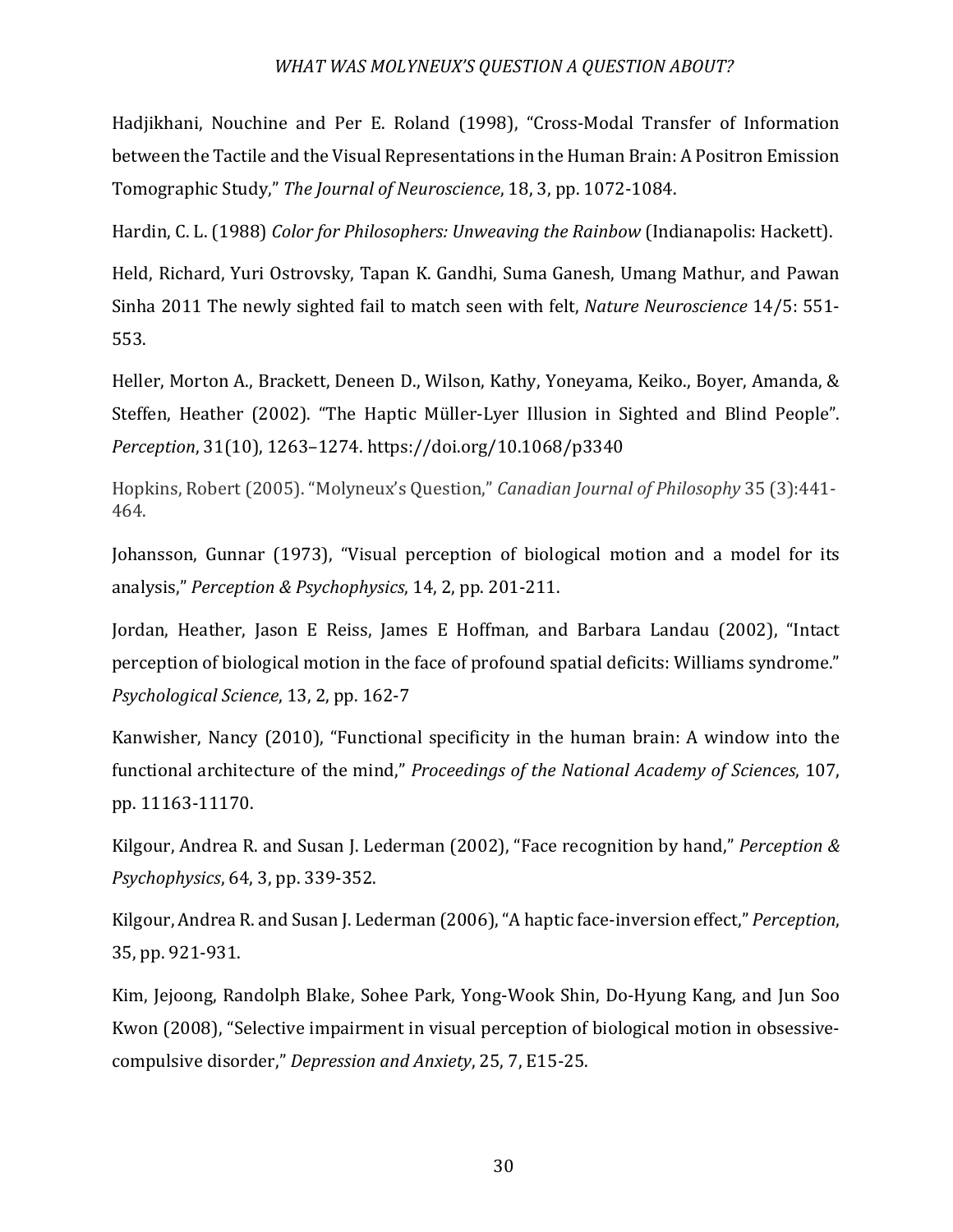Hadjikhani, Nouchine and Per E. Roland (1998), "Cross-Modal Transfer of Information between the Tactile and the Visual Representations in the Human Brain: A Positron Emission Tomographic Study," *The Journal of Neuroscience*, 18, 3, pp. 1072-1084.

Hardin, C. L. (1988) *Color for Philosophers: Unweaving the Rainbow* (Indianapolis: Hackett).

Held, Richard, Yuri Ostrovsky, Tapan K. Gandhi, Suma Ganesh, Umang Mathur, and Pawan Sinha 2011 The newly sighted fail to match seen with felt, *Nature Neuroscience* 14/5: 551-553.

Heller, Morton A., Brackett, Deneen D., Wilson, Kathy, Yoneyama, Keiko., Boyer, Amanda, & Steffen, Heather (2002). "The Haptic Müller-Lyer Illusion in Sighted and Blind People". *Perception*, 31(10), 1263–1274. https://doi.org/10.1068/p3340

Hopkins, Robert (2005). "Molyneux's Question," *Canadian Journal of Philosophy* 35 (3):441-464.

Johansson, Gunnar (1973), "Visual perception of biological motion and a model for its analysis," *Perception & Psychophysics*, 14, 2, pp. 201-211.

Jordan, Heather, Jason E Reiss, James E Hoffman, and Barbara Landau (2002), "Intact perception of biological motion in the face of profound spatial deficits: Williams syndrome." *Psychological Science*, 13, 2, pp. 162-7

Kanwisher, Nancy (2010), "Functional specificity in the human brain: A window into the functional architecture of the mind," *Proceedings of the National Academy of Sciences*, 107, pp. 11163-11170.

Kilgour, Andrea R. and Susan J. Lederman (2002), "Face recognition by hand," *Perception & Psychophysics*, 64, 3, pp. 339-352.

Kilgour, Andrea R. and Susan J. Lederman (2006), "A haptic face-inversion effect," *Perception*, 35, pp. 921-931.

Kim, Jejoong, Randolph Blake, Sohee Park, Yong-Wook Shin, Do-Hyung Kang, and Jun Soo Kwon (2008), "Selective impairment in visual perception of biological motion in obsessive-compulsive disorder," *Depression and Anxiety*, 25, 7, E15-25.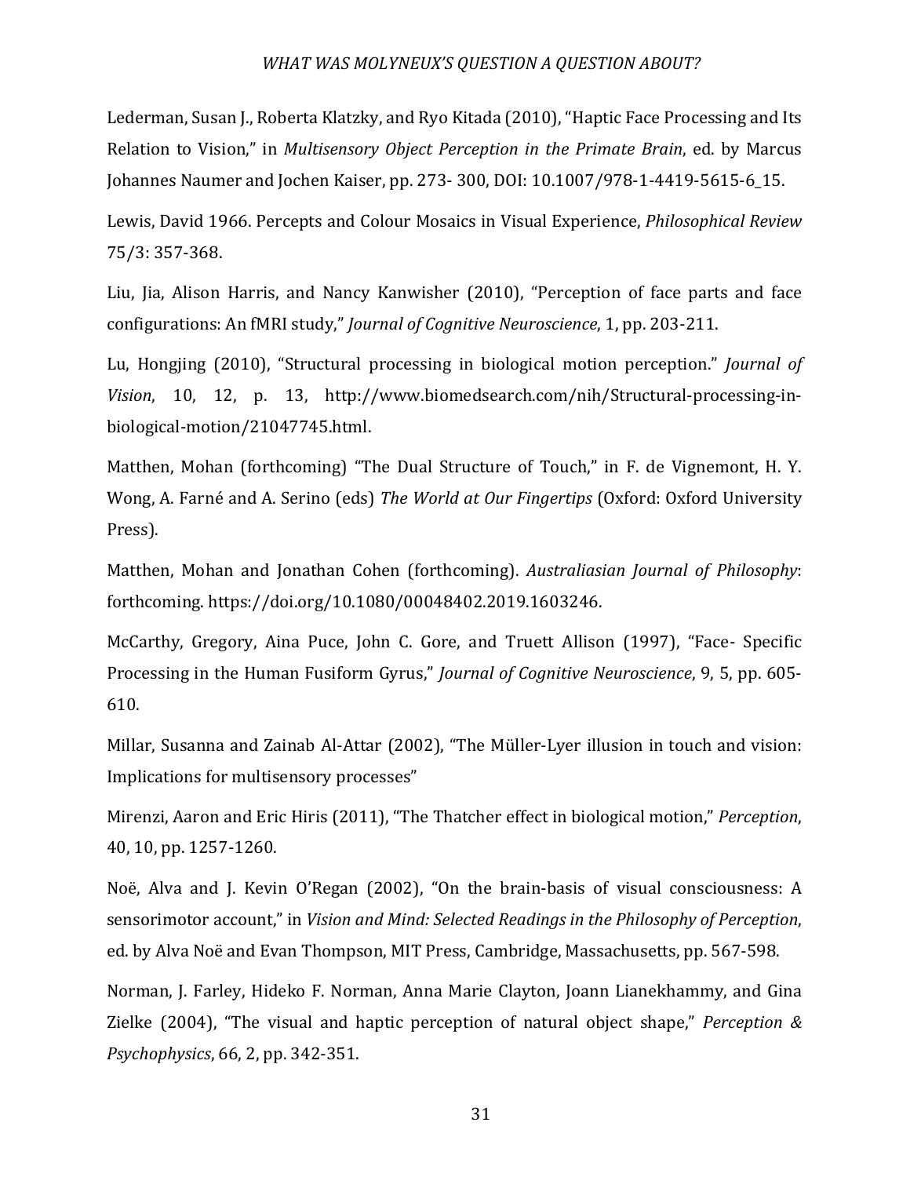Lederman, Susan J., Roberta Klatzky, and Ryo Kitada (2010), "Haptic Face Processing and Its Relation to Vision," in *Multisensory Object Perception in the Primate Brain*, ed. by Marcus Johannes Naumer and Jochen Kaiser, pp. 273- 300, DOI: 10.1007/978-1-4419-5615-6_15.

Lewis, David 1966. Percepts and Colour Mosaics in Visual Experience, *Philosophical Review* 75/3: 357-368.

Liu, Jia, Alison Harris, and Nancy Kanwisher (2010), "Perception of face parts and face configurations: An fMRI study," *Journal of Cognitive Neuroscience*, 1, pp. 203-211.

Lu, Hongjing (2010), "Structural processing in biological motion perception." *Journal of Vision*, 10, 12, p. 13, http://www.biomedsearch.com/nih/Structural-processing-in-biological-motion/21047745.html.

Matthen, Mohan (forthcoming) "The Dual Structure of Touch," in F. de Vignemont, H. Y. Wong, A. Farné and A. Serino (eds) *The World at Our Fingertips* (Oxford: Oxford University Press).

Matthen, Mohan and Jonathan Cohen (forthcoming). *Australiasian Journal of Philosophy*: forthcoming. https://doi.org/10.1080/00048402.2019.1603246.

McCarthy, Gregory, Aina Puce, John C. Gore, and Truett Allison (1997), "Face- Specific Processing in the Human Fusiform Gyrus," *Journal of Cognitive Neuroscience*, 9, 5, pp. 605-610.

Millar, Susanna and Zainab Al-Attar (2002), "The Müller-Lyer illusion in touch and vision: Implications for multisensory processes"

Mirenzi, Aaron and Eric Hiris (2011), "The Thatcher effect in biological motion," *Perception*, 40, 10, pp. 1257-1260.

Noë, Alva and J. Kevin O'Regan (2002), "On the brain-basis of visual consciousness: A sensorimotor account," in *Vision and Mind: Selected Readings in the Philosophy of Perception*, ed. by Alva Noë and Evan Thompson, MIT Press, Cambridge, Massachusetts, pp. 567-598.

Norman, J. Farley, Hideko F. Norman, Anna Marie Clayton, Joann Lianekhammy, and Gina Zielke (2004), "The visual and haptic perception of natural object shape," *Perception & Psychophysics*, 66, 2, pp. 342-351.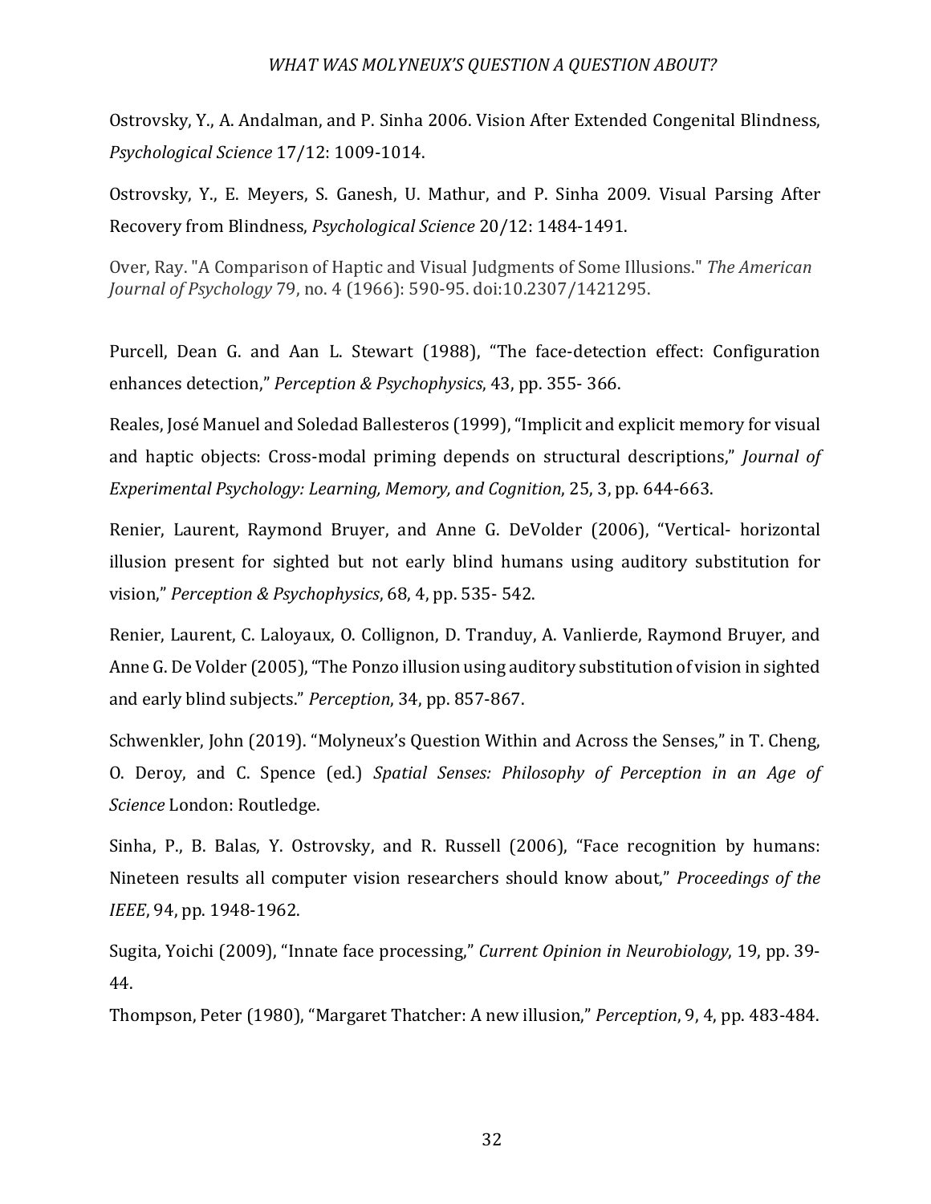Ostrovsky, Y., A. Andalman, and P. Sinha 2006. Vision After Extended Congenital Blindness, *Psychological Science* 17/12: 1009-1014.

Ostrovsky, Y., E. Meyers, S. Ganesh, U. Mathur, and P. Sinha 2009. Visual Parsing After Recovery from Blindness, *Psychological Science* 20/12: 1484-1491.

Over, Ray. "A Comparison of Haptic and Visual Judgments of Some Illusions." *The American Journal of Psychology* 79, no. 4 (1966): 590-95. doi:10.2307/1421295.

Purcell, Dean G. and Aan L. Stewart (1988), "The face-detection effect: Configuration enhances detection," *Perception & Psychophysics*, 43, pp. 355- 366.

Reales, José Manuel and Soledad Ballesteros (1999), "Implicit and explicit memory for visual and haptic objects: Cross-modal priming depends on structural descriptions," *Journal of Experimental Psychology: Learning, Memory, and Cognition*, 25, 3, pp. 644-663.

Renier, Laurent, Raymond Bruyer, and Anne G. DeVolder (2006), "Vertical- horizontal illusion present for sighted but not early blind humans using auditory substitution for vision," *Perception & Psychophysics*, 68, 4, pp. 535- 542.

Renier, Laurent, C. Laloyaux, O. Collignon, D. Tranduy, A. Vanlierde, Raymond Bruyer, and Anne G. De Volder (2005), "The Ponzo illusion using auditory substitution of vision in sighted and early blind subjects." *Perception*, 34, pp. 857-867.

Schwenkler, John (2019). "Molyneux's Question Within and Across the Senses," in T. Cheng, O. Deroy, and C. Spence (ed.) *Spatial Senses: Philosophy of Perception in an Age of Science* London: Routledge.

Sinha, P., B. Balas, Y. Ostrovsky, and R. Russell (2006), "Face recognition by humans: Nineteen results all computer vision researchers should know about," *Proceedings of the IEEE*, 94, pp. 1948-1962.

Sugita, Yoichi (2009), "Innate face processing," *Current Opinion in Neurobiology*, 19, pp. 39-44.

Thompson, Peter (1980), "Margaret Thatcher: A new illusion," *Perception*, 9, 4, pp. 483-484.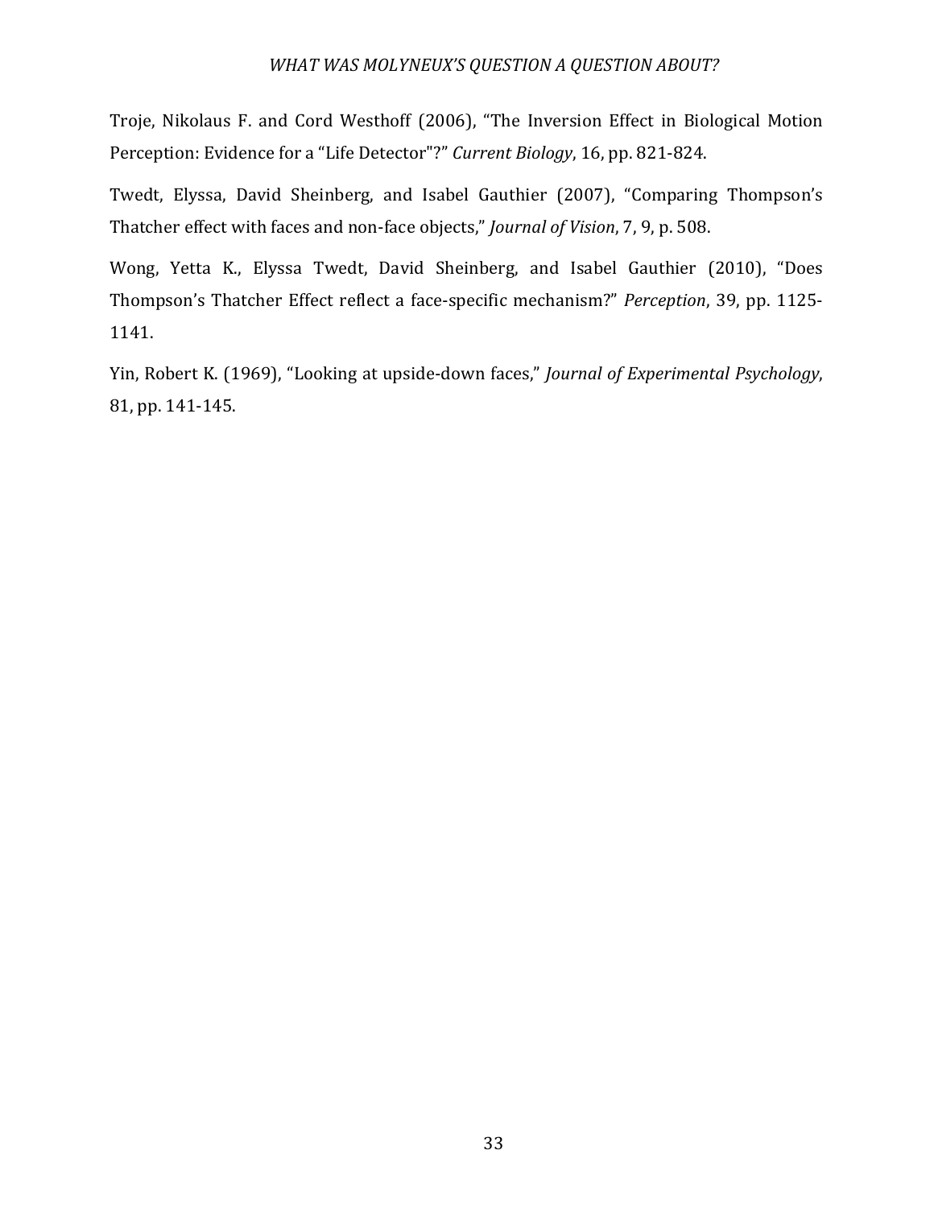Troje, Nikolaus F. and Cord Westhoff (2006), "The Inversion Effect in Biological Motion Perception: Evidence for a "Life Detector"?" *Current Biology*, 16, pp. 821-824.

Twedt, Elyssa, David Sheinberg, and Isabel Gauthier (2007), "Comparing Thompson's Thatcher effect with faces and non-face objects," *Journal of Vision*, 7, 9, p. 508.

Wong, Yetta K., Elyssa Twedt, David Sheinberg, and Isabel Gauthier (2010), "Does Thompson's Thatcher Effect reflect a face-specific mechanism?" *Perception*, 39, pp. 1125-1141.

Yin, Robert K. (1969), "Looking at upside-down faces," *Journal of Experimental Psychology*, 81, pp. 141-145.